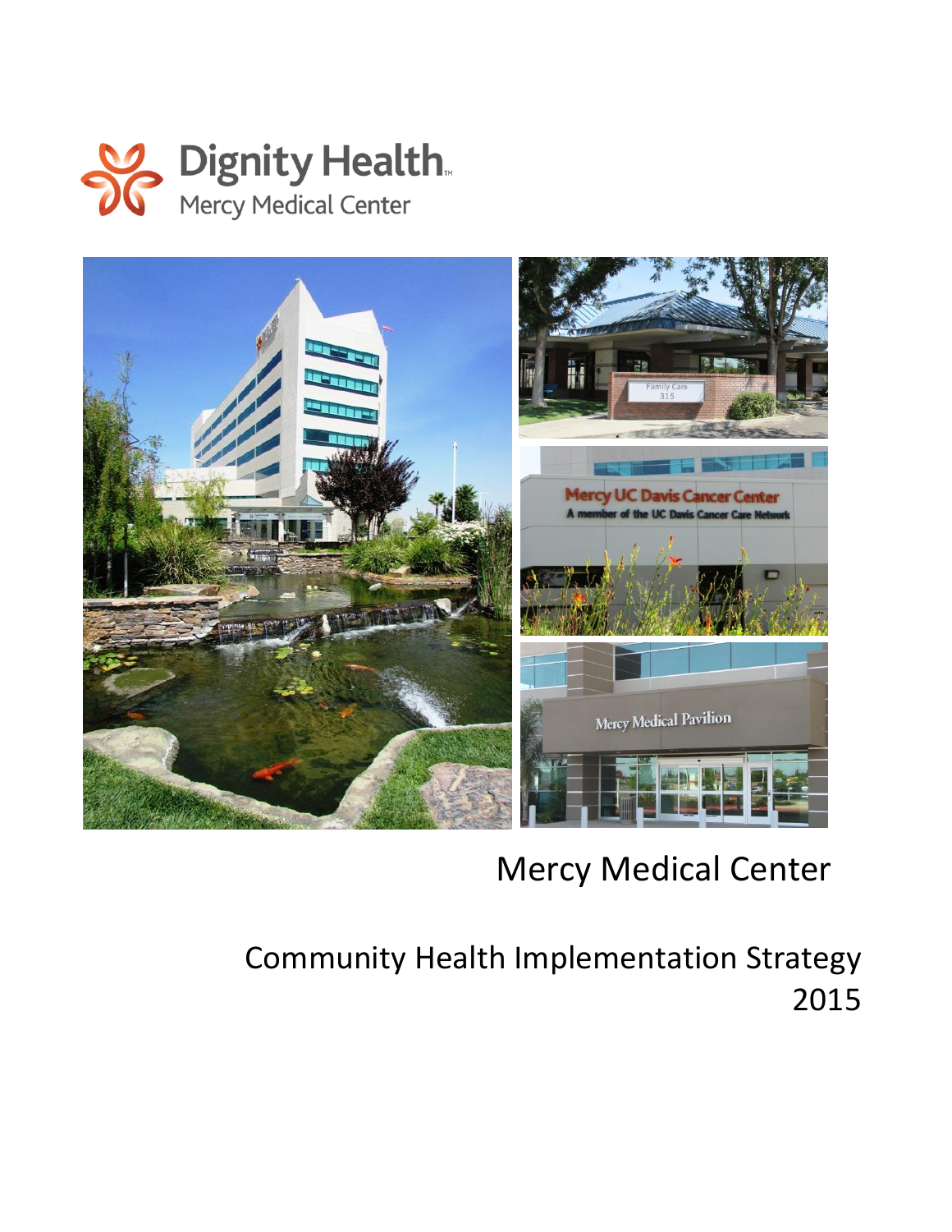Dignity Health
Mercy Medical Center

# Mercy Medical Center

## Community Health Implementation Strategy 2015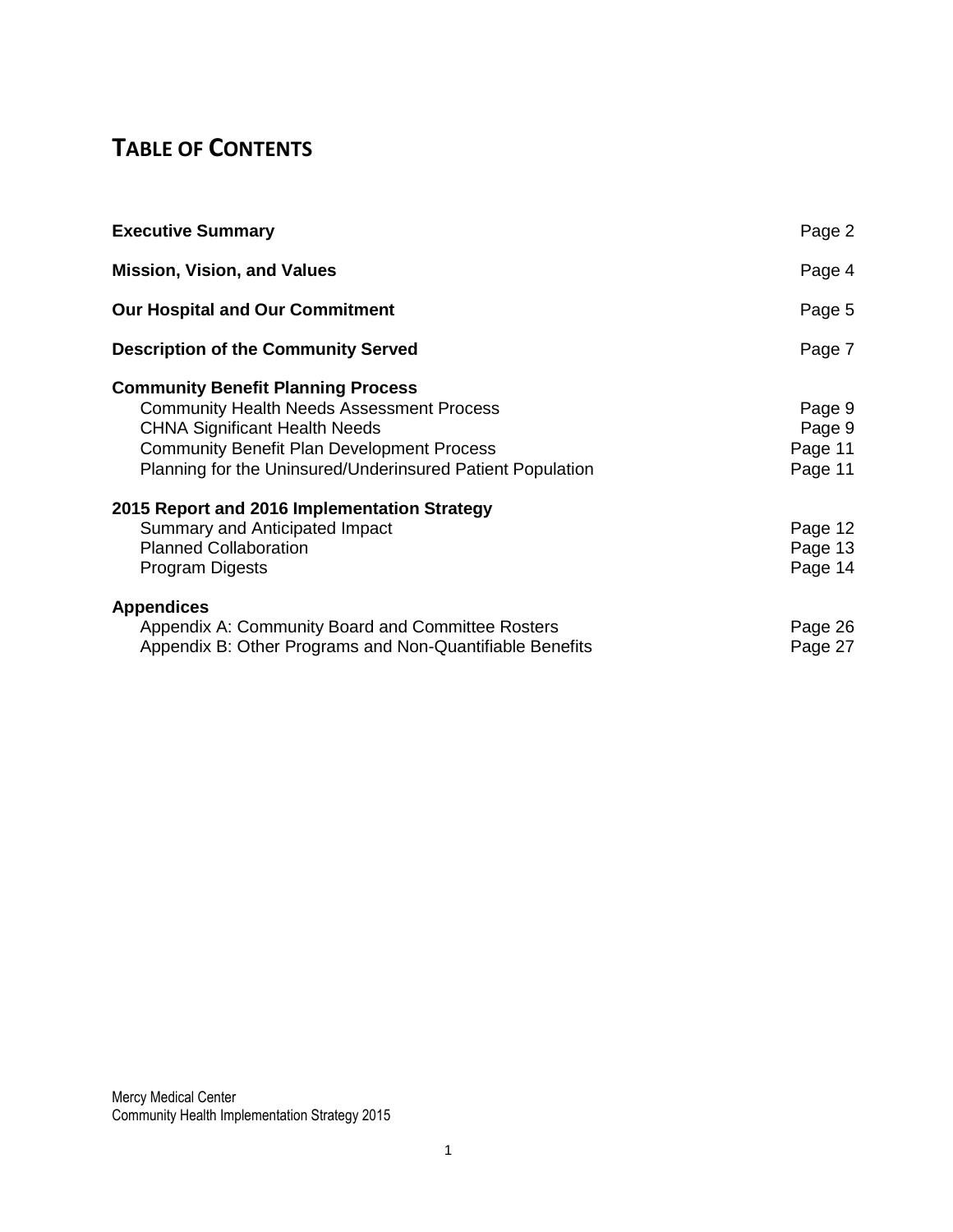# TABLE OF CONTENTS

| | |
|---|---|
| **Executive Summary** | Page 2 |
| **Mission, Vision, and Values** | Page 4 |
| **Our Hospital and Our Commitment** | Page 5 |
| **Description of the Community Served** | Page 7 |
| **Community Benefit Planning Process** | |
| Community Health Needs Assessment Process | Page 9 |
| CHNA Significant Health Needs | Page 9 |
| Community Benefit Plan Development Process | Page 11 |
| Planning for the Uninsured/Underinsured Patient Population | Page 11 |
| **2015 Report and 2016 Implementation Strategy** | |
| Summary and Anticipated Impact | Page 12 |
| Planned Collaboration | Page 13 |
| Program Digests | Page 14 |
| **Appendices** | |
| Appendix A: Community Board and Committee Rosters | Page 26 |
| Appendix B: Other Programs and Non-Quantifiable Benefits | Page 27 |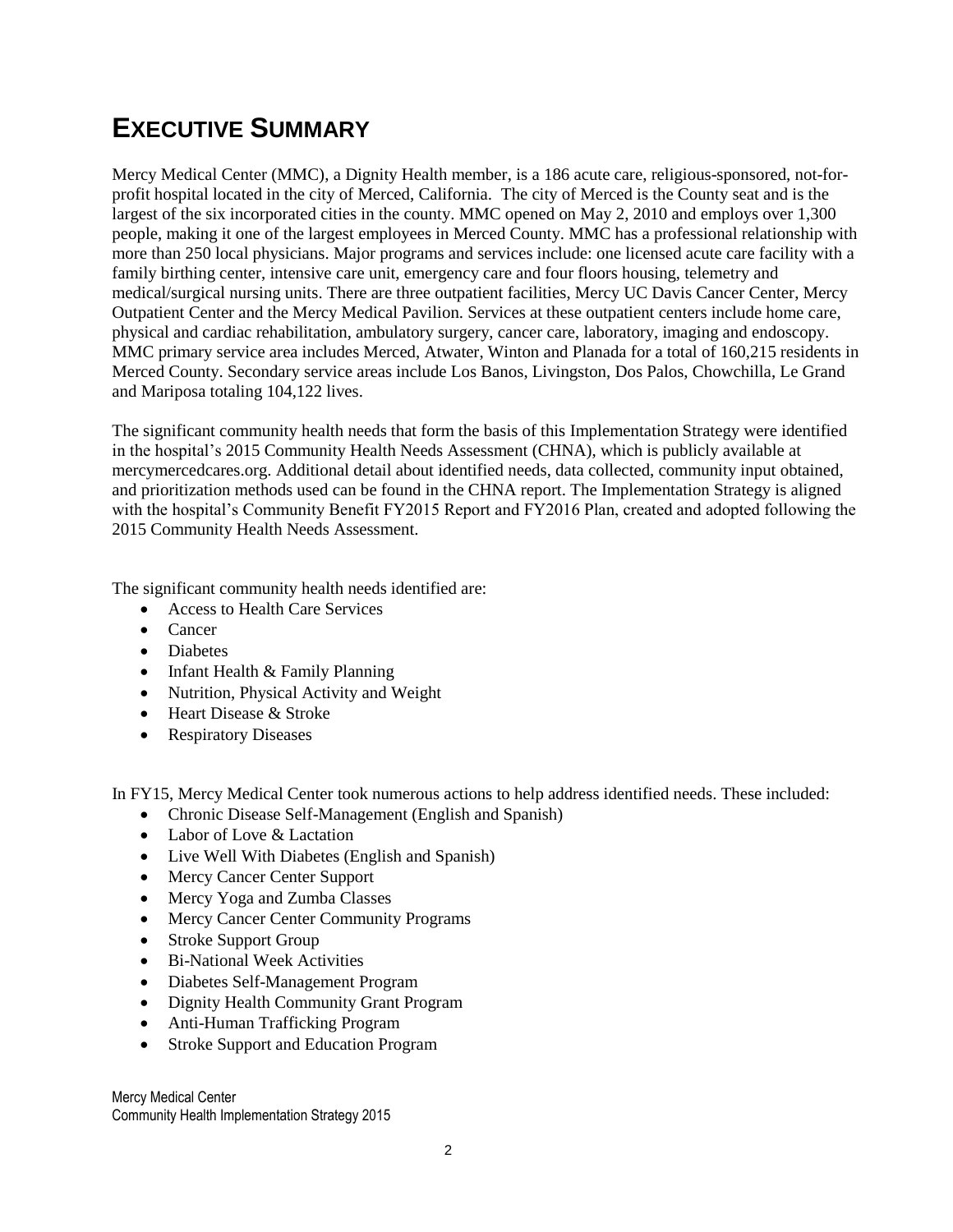# EXECUTIVE SUMMARY

Mercy Medical Center (MMC), a Dignity Health member, is a 186 acute care, religious-sponsored, not-for-profit hospital located in the city of Merced, California. The city of Merced is the County seat and is the largest of the six incorporated cities in the county. MMC opened on May 2, 2010 and employs over 1,300 people, making it one of the largest employees in Merced County. MMC has a professional relationship with more than 250 local physicians. Major programs and services include: one licensed acute care facility with a family birthing center, intensive care unit, emergency care and four floors housing, telemetry and medical/surgical nursing units. There are three outpatient facilities, Mercy UC Davis Cancer Center, Mercy Outpatient Center and the Mercy Medical Pavilion. Services at these outpatient centers include home care, physical and cardiac rehabilitation, ambulatory surgery, cancer care, laboratory, imaging and endoscopy. MMC primary service area includes Merced, Atwater, Winton and Planada for a total of 160,215 residents in Merced County. Secondary service areas include Los Banos, Livingston, Dos Palos, Chowchilla, Le Grand and Mariposa totaling 104,122 lives.

The significant community health needs that form the basis of this Implementation Strategy were identified in the hospital's 2015 Community Health Needs Assessment (CHNA), which is publicly available at mercymercedcares.org. Additional detail about identified needs, data collected, community input obtained, and prioritization methods used can be found in the CHNA report. The Implementation Strategy is aligned with the hospital's Community Benefit FY2015 Report and FY2016 Plan, created and adopted following the 2015 Community Health Needs Assessment.

The significant community health needs identified are:

- Access to Health Care Services
- Cancer
- Diabetes
- Infant Health & Family Planning
- Nutrition, Physical Activity and Weight
- Heart Disease & Stroke
- Respiratory Diseases

In FY15, Mercy Medical Center took numerous actions to help address identified needs. These included:

- Chronic Disease Self-Management (English and Spanish)
- Labor of Love & Lactation
- Live Well With Diabetes (English and Spanish)
- Mercy Cancer Center Support
- Mercy Yoga and Zumba Classes
- Mercy Cancer Center Community Programs
- Stroke Support Group
- Bi-National Week Activities
- Diabetes Self-Management Program
- Dignity Health Community Grant Program
- Anti-Human Trafficking Program
- Stroke Support and Education Program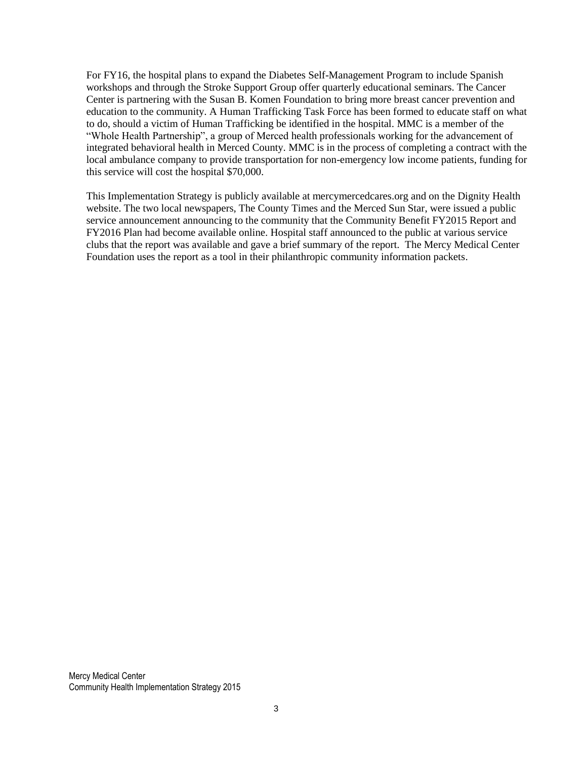For FY16, the hospital plans to expand the Diabetes Self-Management Program to include Spanish workshops and through the Stroke Support Group offer quarterly educational seminars. The Cancer Center is partnering with the Susan B. Komen Foundation to bring more breast cancer prevention and education to the community. A Human Trafficking Task Force has been formed to educate staff on what to do, should a victim of Human Trafficking be identified in the hospital. MMC is a member of the "Whole Health Partnership", a group of Merced health professionals working for the advancement of integrated behavioral health in Merced County. MMC is in the process of completing a contract with the local ambulance company to provide transportation for non-emergency low income patients, funding for this service will cost the hospital $70,000.

This Implementation Strategy is publicly available at mercymercedcares.org and on the Dignity Health website. The two local newspapers, The County Times and the Merced Sun Star, were issued a public service announcement announcing to the community that the Community Benefit FY2015 Report and FY2016 Plan had become available online. Hospital staff announced to the public at various service clubs that the report was available and gave a brief summary of the report. The Mercy Medical Center Foundation uses the report as a tool in their philanthropic community information packets.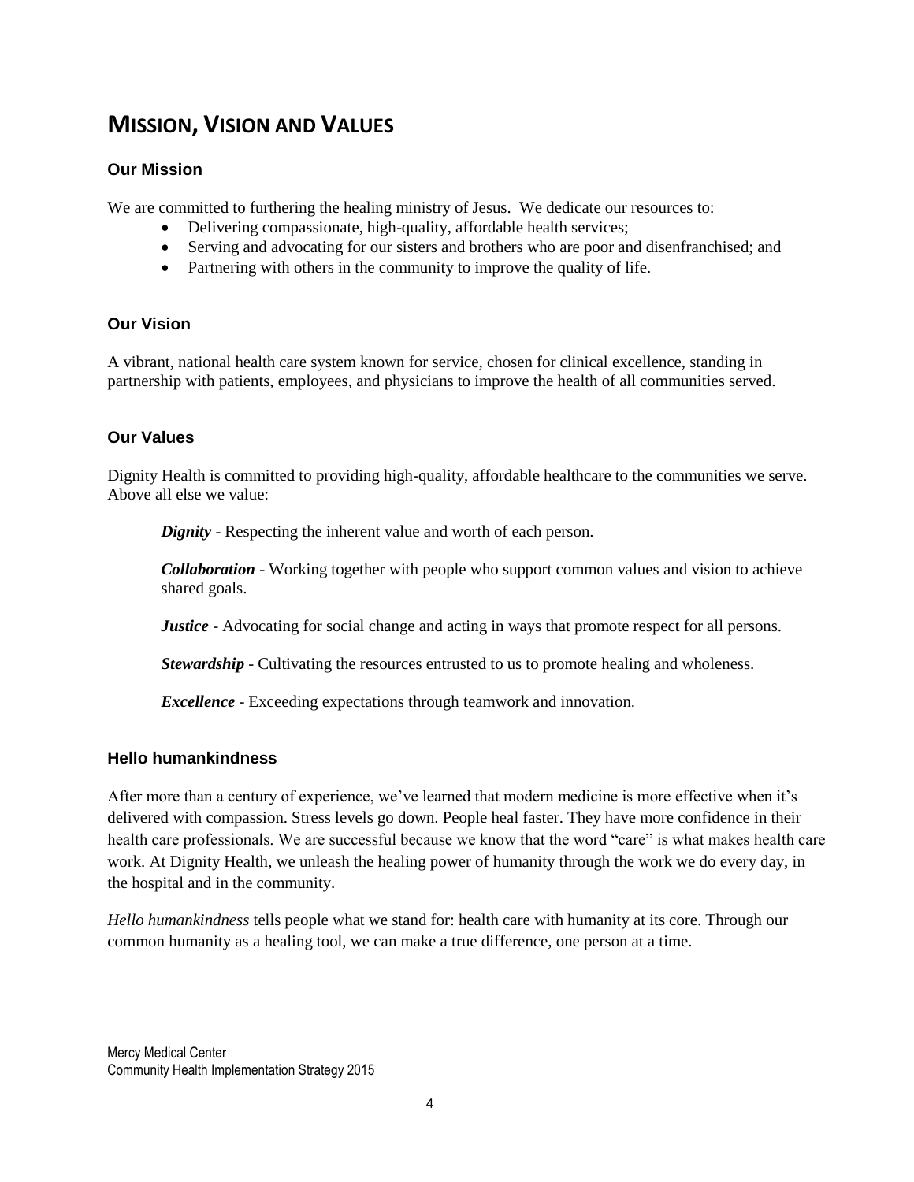# Mission, Vision and Values

### Our Mission

We are committed to furthering the healing ministry of Jesus. We dedicate our resources to:

- Delivering compassionate, high-quality, affordable health services;
- Serving and advocating for our sisters and brothers who are poor and disenfranchised; and
- Partnering with others in the community to improve the quality of life.

### Our Vision

A vibrant, national health care system known for service, chosen for clinical excellence, standing in partnership with patients, employees, and physicians to improve the health of all communities served.

### Our Values

Dignity Health is committed to providing high-quality, affordable healthcare to the communities we serve. Above all else we value:

***Dignity*** - Respecting the inherent value and worth of each person.

***Collaboration*** - Working together with people who support common values and vision to achieve shared goals.

***Justice*** - Advocating for social change and acting in ways that promote respect for all persons.

***Stewardship*** - Cultivating the resources entrusted to us to promote healing and wholeness.

***Excellence*** - Exceeding expectations through teamwork and innovation.

### Hello humankindness

After more than a century of experience, we've learned that modern medicine is more effective when it's delivered with compassion. Stress levels go down. People heal faster. They have more confidence in their health care professionals. We are successful because we know that the word "care" is what makes health care work. At Dignity Health, we unleash the healing power of humanity through the work we do every day, in the hospital and in the community.

*Hello humankindness* tells people what we stand for: health care with humanity at its core. Through our common humanity as a healing tool, we can make a true difference, one person at a time.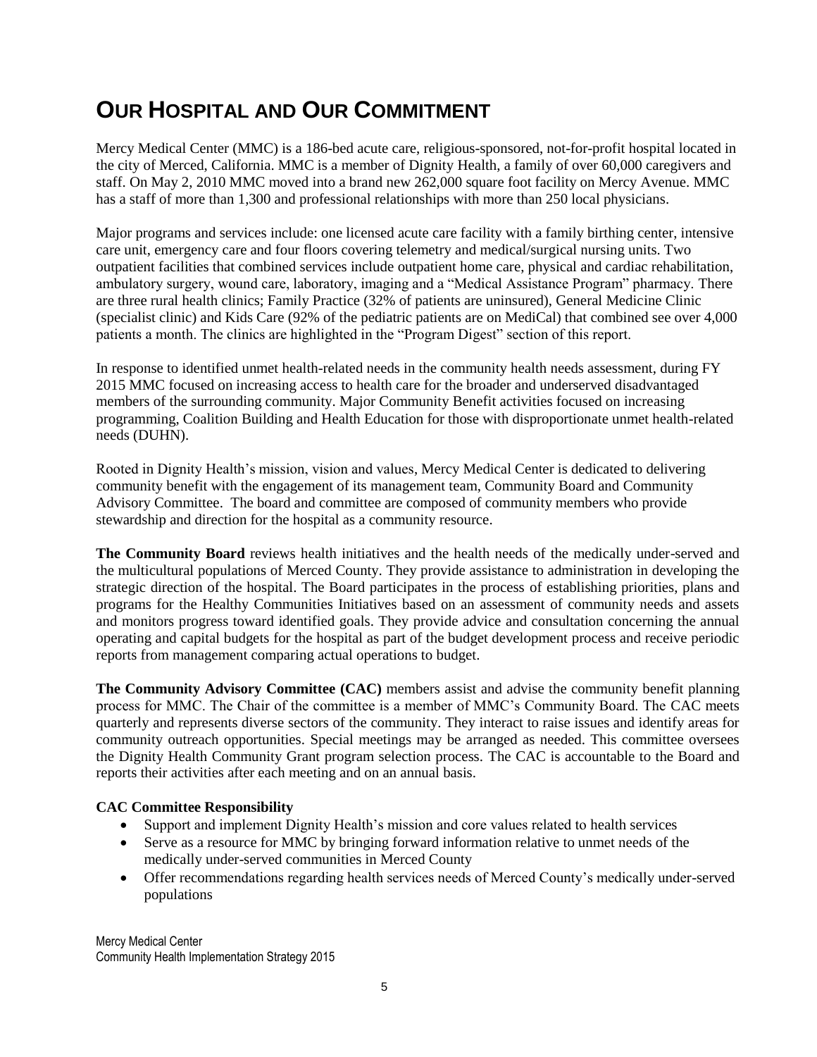# OUR HOSPITAL AND OUR COMMITMENT

Mercy Medical Center (MMC) is a 186-bed acute care, religious-sponsored, not-for-profit hospital located in the city of Merced, California. MMC is a member of Dignity Health, a family of over 60,000 caregivers and staff. On May 2, 2010 MMC moved into a brand new 262,000 square foot facility on Mercy Avenue. MMC has a staff of more than 1,300 and professional relationships with more than 250 local physicians.

Major programs and services include: one licensed acute care facility with a family birthing center, intensive care unit, emergency care and four floors covering telemetry and medical/surgical nursing units. Two outpatient facilities that combined services include outpatient home care, physical and cardiac rehabilitation, ambulatory surgery, wound care, laboratory, imaging and a "Medical Assistance Program" pharmacy. There are three rural health clinics; Family Practice (32% of patients are uninsured), General Medicine Clinic (specialist clinic) and Kids Care (92% of the pediatric patients are on MediCal) that combined see over 4,000 patients a month. The clinics are highlighted in the "Program Digest" section of this report.

In response to identified unmet health-related needs in the community health needs assessment, during FY 2015 MMC focused on increasing access to health care for the broader and underserved disadvantaged members of the surrounding community. Major Community Benefit activities focused on increasing programming, Coalition Building and Health Education for those with disproportionate unmet health-related needs (DUHN).

Rooted in Dignity Health's mission, vision and values, Mercy Medical Center is dedicated to delivering community benefit with the engagement of its management team, Community Board and Community Advisory Committee. The board and committee are composed of community members who provide stewardship and direction for the hospital as a community resource.

**The Community Board** reviews health initiatives and the health needs of the medically under-served and the multicultural populations of Merced County. They provide assistance to administration in developing the strategic direction of the hospital. The Board participates in the process of establishing priorities, plans and programs for the Healthy Communities Initiatives based on an assessment of community needs and assets and monitors progress toward identified goals. They provide advice and consultation concerning the annual operating and capital budgets for the hospital as part of the budget development process and receive periodic reports from management comparing actual operations to budget.

**The Community Advisory Committee (CAC)** members assist and advise the community benefit planning process for MMC. The Chair of the committee is a member of MMC's Community Board. The CAC meets quarterly and represents diverse sectors of the community. They interact to raise issues and identify areas for community outreach opportunities. Special meetings may be arranged as needed. This committee oversees the Dignity Health Community Grant program selection process. The CAC is accountable to the Board and reports their activities after each meeting and on an annual basis.

**CAC Committee Responsibility**

- Support and implement Dignity Health's mission and core values related to health services
- Serve as a resource for MMC by bringing forward information relative to unmet needs of the medically under-served communities in Merced County
- Offer recommendations regarding health services needs of Merced County's medically under-served populations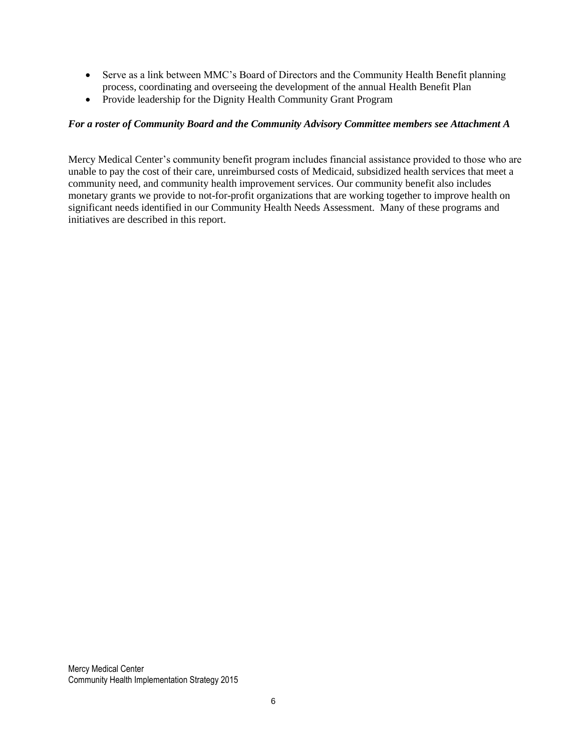- Serve as a link between MMC's Board of Directors and the Community Health Benefit planning process, coordinating and overseeing the development of the annual Health Benefit Plan
- Provide leadership for the Dignity Health Community Grant Program

***For a roster of Community Board and the Community Advisory Committee members see Attachment A***

Mercy Medical Center's community benefit program includes financial assistance provided to those who are unable to pay the cost of their care, unreimbursed costs of Medicaid, subsidized health services that meet a community need, and community health improvement services. Our community benefit also includes monetary grants we provide to not-for-profit organizations that are working together to improve health on significant needs identified in our Community Health Needs Assessment. Many of these programs and initiatives are described in this report.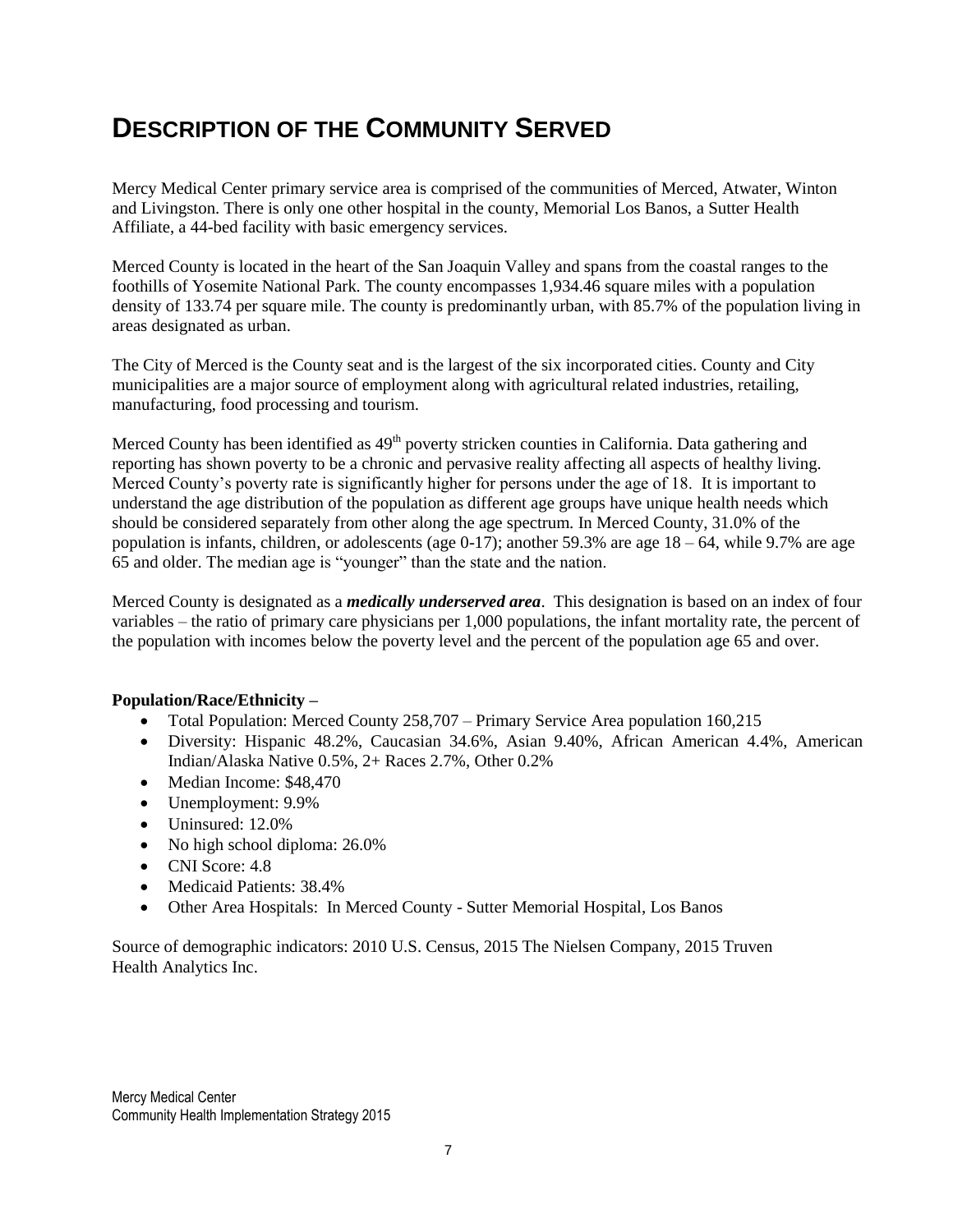# DESCRIPTION OF THE COMMUNITY SERVED

Mercy Medical Center primary service area is comprised of the communities of Merced, Atwater, Winton and Livingston. There is only one other hospital in the county, Memorial Los Banos, a Sutter Health Affiliate, a 44-bed facility with basic emergency services.

Merced County is located in the heart of the San Joaquin Valley and spans from the coastal ranges to the foothills of Yosemite National Park. The county encompasses 1,934.46 square miles with a population density of 133.74 per square mile. The county is predominantly urban, with 85.7% of the population living in areas designated as urban.

The City of Merced is the County seat and is the largest of the six incorporated cities. County and City municipalities are a major source of employment along with agricultural related industries, retailing, manufacturing, food processing and tourism.

Merced County has been identified as 49th poverty stricken counties in California. Data gathering and reporting has shown poverty to be a chronic and pervasive reality affecting all aspects of healthy living. Merced County's poverty rate is significantly higher for persons under the age of 18. It is important to understand the age distribution of the population as different age groups have unique health needs which should be considered separately from other along the age spectrum. In Merced County, 31.0% of the population is infants, children, or adolescents (age 0-17); another 59.3% are age 18 – 64, while 9.7% are age 65 and older. The median age is "younger" than the state and the nation.

Merced County is designated as a ***medically underserved area***. This designation is based on an index of four variables – the ratio of primary care physicians per 1,000 populations, the infant mortality rate, the percent of the population with incomes below the poverty level and the percent of the population age 65 and over.

**Population/Race/Ethnicity –**

- Total Population: Merced County 258,707 – Primary Service Area population 160,215
- Diversity: Hispanic 48.2%, Caucasian 34.6%, Asian 9.40%, African American 4.4%, American Indian/Alaska Native 0.5%, 2+ Races 2.7%, Other 0.2%
- Median Income: $48,470
- Unemployment: 9.9%
- Uninsured: 12.0%
- No high school diploma: 26.0%
- CNI Score: 4.8
- Medicaid Patients: 38.4%
- Other Area Hospitals: In Merced County - Sutter Memorial Hospital, Los Banos

Source of demographic indicators: 2010 U.S. Census, 2015 The Nielsen Company, 2015 Truven Health Analytics Inc.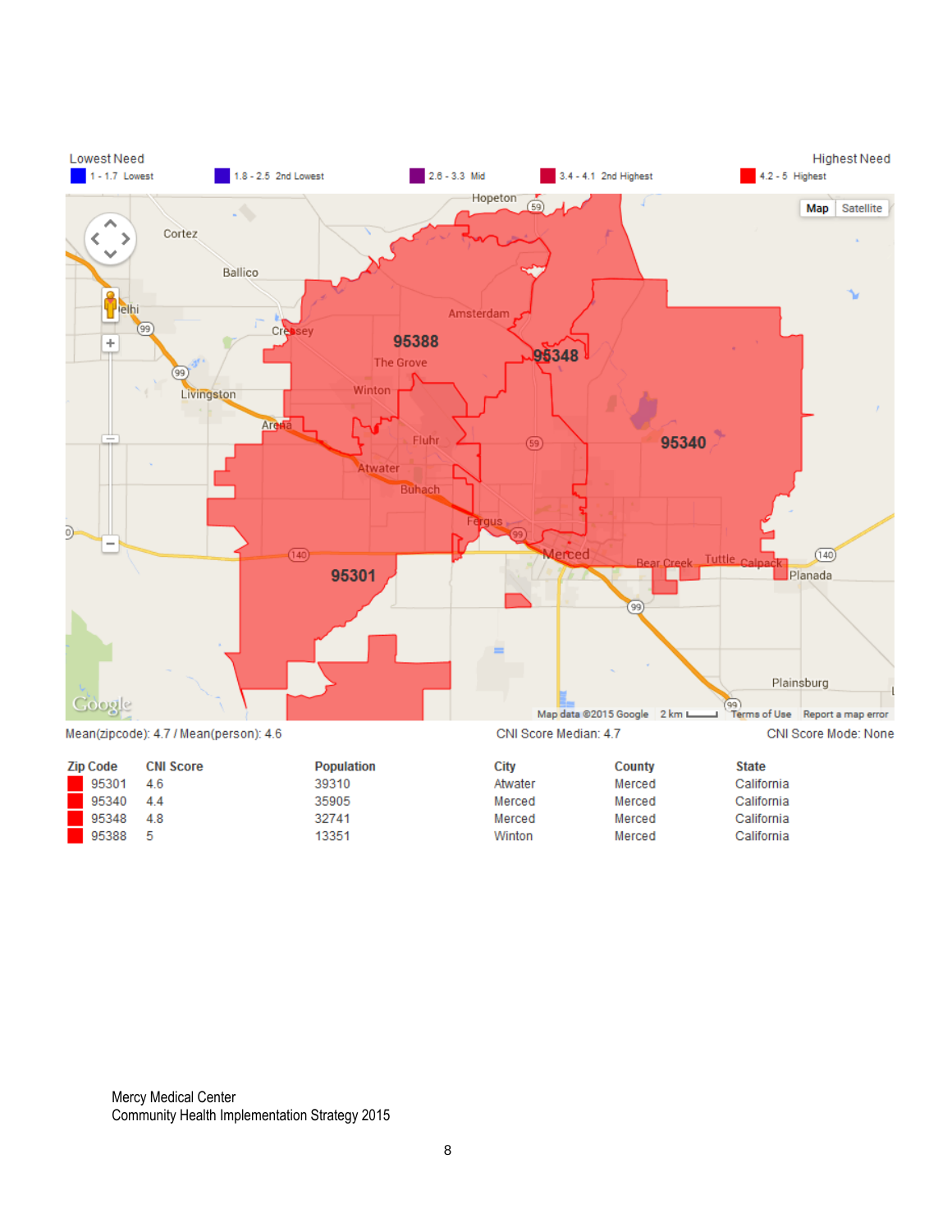| Lowest Need | | | | Highest Need |
|---|---|---|---|---|
| 1 - 1.7 Lowest | 1.8 - 2.5 2nd Lowest | 2.6 - 3.3 Mid | 3.4 - 4.1 2nd Highest | 4.2 - 5 Highest |

Mean(zipcode): 4.7 / Mean(person): 4.6 CNI Score Median: 4.7 CNI Score Mode: None

| Zip Code | CNI Score | Population | City | County | State |
|---|---|---|---|---|---|
| 95301 | 4.6 | 39310 | Atwater | Merced | California |
| 95340 | 4.4 | 35905 | Merced | Merced | California |
| 95348 | 4.8 | 32741 | Merced | Merced | California |
| 95388 | 5 | 13351 | Winton | Merced | California |

Mercy Medical Center
Community Health Implementation Strategy 2015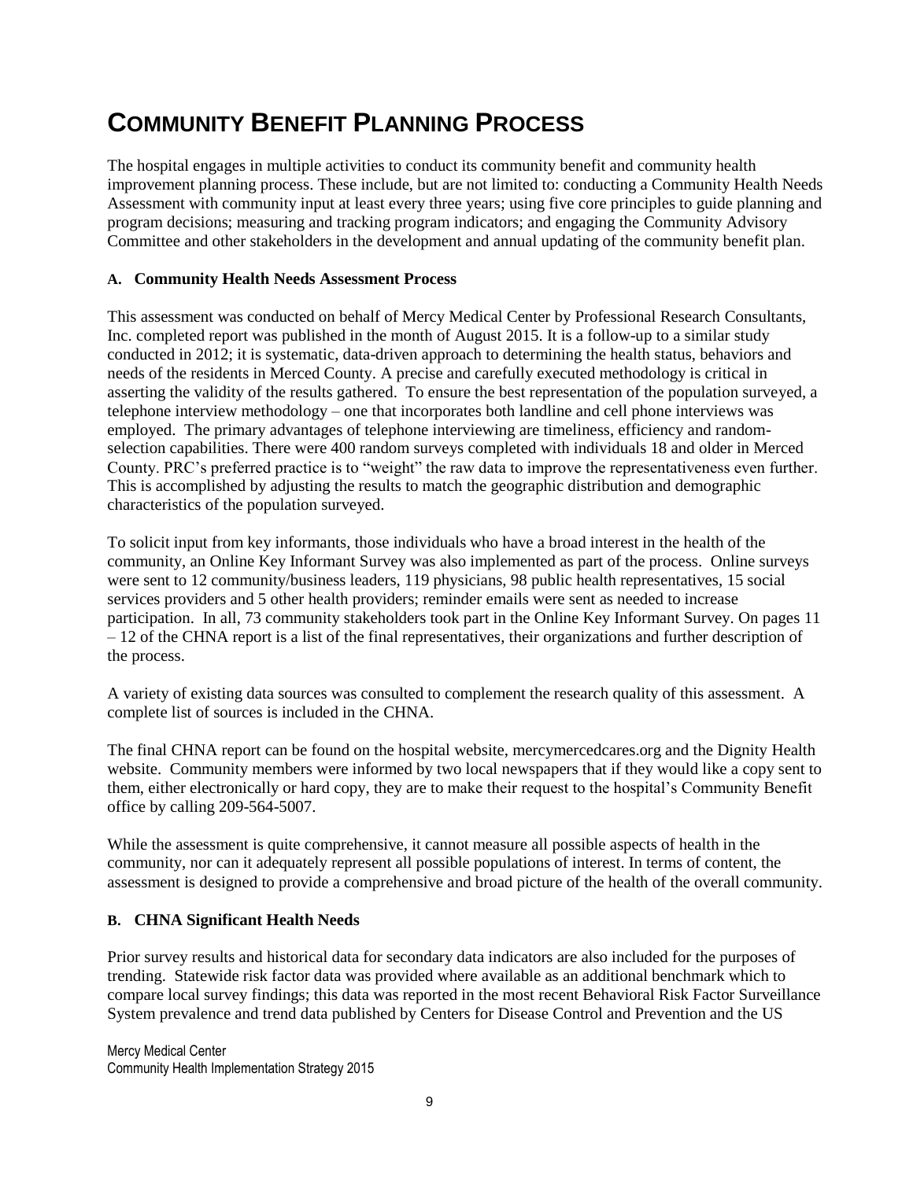# COMMUNITY BENEFIT PLANNING PROCESS

The hospital engages in multiple activities to conduct its community benefit and community health improvement planning process. These include, but are not limited to: conducting a Community Health Needs Assessment with community input at least every three years; using five core principles to guide planning and program decisions; measuring and tracking program indicators; and engaging the Community Advisory Committee and other stakeholders in the development and annual updating of the community benefit plan.

### A. Community Health Needs Assessment Process

This assessment was conducted on behalf of Mercy Medical Center by Professional Research Consultants, Inc. completed report was published in the month of August 2015. It is a follow-up to a similar study conducted in 2012; it is systematic, data-driven approach to determining the health status, behaviors and needs of the residents in Merced County. A precise and carefully executed methodology is critical in asserting the validity of the results gathered. To ensure the best representation of the population surveyed, a telephone interview methodology – one that incorporates both landline and cell phone interviews was employed. The primary advantages of telephone interviewing are timeliness, efficiency and random-selection capabilities. There were 400 random surveys completed with individuals 18 and older in Merced County. PRC's preferred practice is to "weight" the raw data to improve the representativeness even further. This is accomplished by adjusting the results to match the geographic distribution and demographic characteristics of the population surveyed.

To solicit input from key informants, those individuals who have a broad interest in the health of the community, an Online Key Informant Survey was also implemented as part of the process. Online surveys were sent to 12 community/business leaders, 119 physicians, 98 public health representatives, 15 social services providers and 5 other health providers; reminder emails were sent as needed to increase participation. In all, 73 community stakeholders took part in the Online Key Informant Survey. On pages 11 – 12 of the CHNA report is a list of the final representatives, their organizations and further description of the process.

A variety of existing data sources was consulted to complement the research quality of this assessment. A complete list of sources is included in the CHNA.

The final CHNA report can be found on the hospital website, mercymercedcares.org and the Dignity Health website. Community members were informed by two local newspapers that if they would like a copy sent to them, either electronically or hard copy, they are to make their request to the hospital's Community Benefit office by calling 209-564-5007.

While the assessment is quite comprehensive, it cannot measure all possible aspects of health in the community, nor can it adequately represent all possible populations of interest. In terms of content, the assessment is designed to provide a comprehensive and broad picture of the health of the overall community.

### B. CHNA Significant Health Needs

Prior survey results and historical data for secondary data indicators are also included for the purposes of trending. Statewide risk factor data was provided where available as an additional benchmark which to compare local survey findings; this data was reported in the most recent Behavioral Risk Factor Surveillance System prevalence and trend data published by Centers for Disease Control and Prevention and the US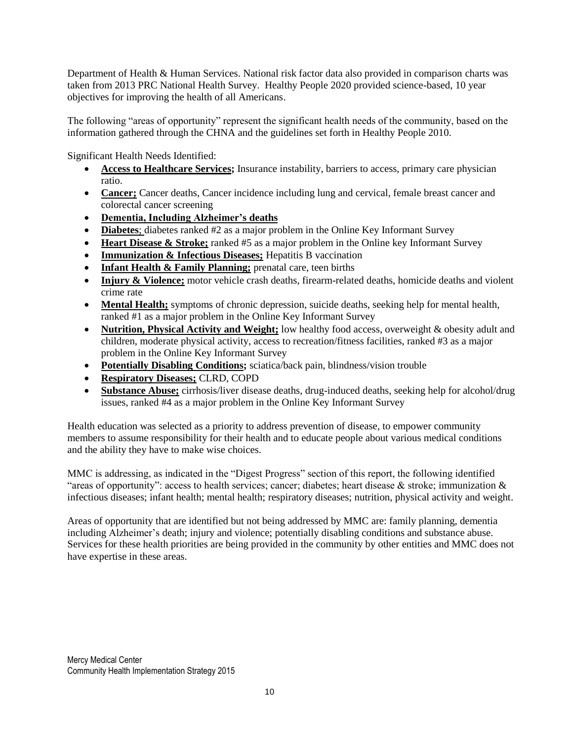Department of Health & Human Services. National risk factor data also provided in comparison charts was taken from 2013 PRC National Health Survey. Healthy People 2020 provided science-based, 10 year objectives for improving the health of all Americans.

The following "areas of opportunity" represent the significant health needs of the community, based on the information gathered through the CHNA and the guidelines set forth in Healthy People 2010.

Significant Health Needs Identified:

- **Access to Healthcare Services;** Insurance instability, barriers to access, primary care physician ratio.
- **Cancer;** Cancer deaths, Cancer incidence including lung and cervical, female breast cancer and colorectal cancer screening
- **Dementia, Including Alzheimer's deaths**
- **Diabetes**; diabetes ranked #2 as a major problem in the Online Key Informant Survey
- **Heart Disease & Stroke;** ranked #5 as a major problem in the Online key Informant Survey
- **Immunization & Infectious Diseases;** Hepatitis B vaccination
- **Infant Health & Family Planning;** prenatal care, teen births
- **Injury & Violence;** motor vehicle crash deaths, firearm-related deaths, homicide deaths and violent crime rate
- **Mental Health;** symptoms of chronic depression, suicide deaths, seeking help for mental health, ranked #1 as a major problem in the Online Key Informant Survey
- **Nutrition, Physical Activity and Weight;** low healthy food access, overweight & obesity adult and children, moderate physical activity, access to recreation/fitness facilities, ranked #3 as a major problem in the Online Key Informant Survey
- **Potentially Disabling Conditions;** sciatica/back pain, blindness/vision trouble
- **Respiratory Diseases;** CLRD, COPD
- **Substance Abuse;** cirrhosis/liver disease deaths, drug-induced deaths, seeking help for alcohol/drug issues, ranked #4 as a major problem in the Online Key Informant Survey

Health education was selected as a priority to address prevention of disease, to empower community members to assume responsibility for their health and to educate people about various medical conditions and the ability they have to make wise choices.

MMC is addressing, as indicated in the "Digest Progress" section of this report, the following identified "areas of opportunity": access to health services; cancer; diabetes; heart disease & stroke; immunization & infectious diseases; infant health; mental health; respiratory diseases; nutrition, physical activity and weight.

Areas of opportunity that are identified but not being addressed by MMC are: family planning, dementia including Alzheimer's death; injury and violence; potentially disabling conditions and substance abuse. Services for these health priorities are being provided in the community by other entities and MMC does not have expertise in these areas.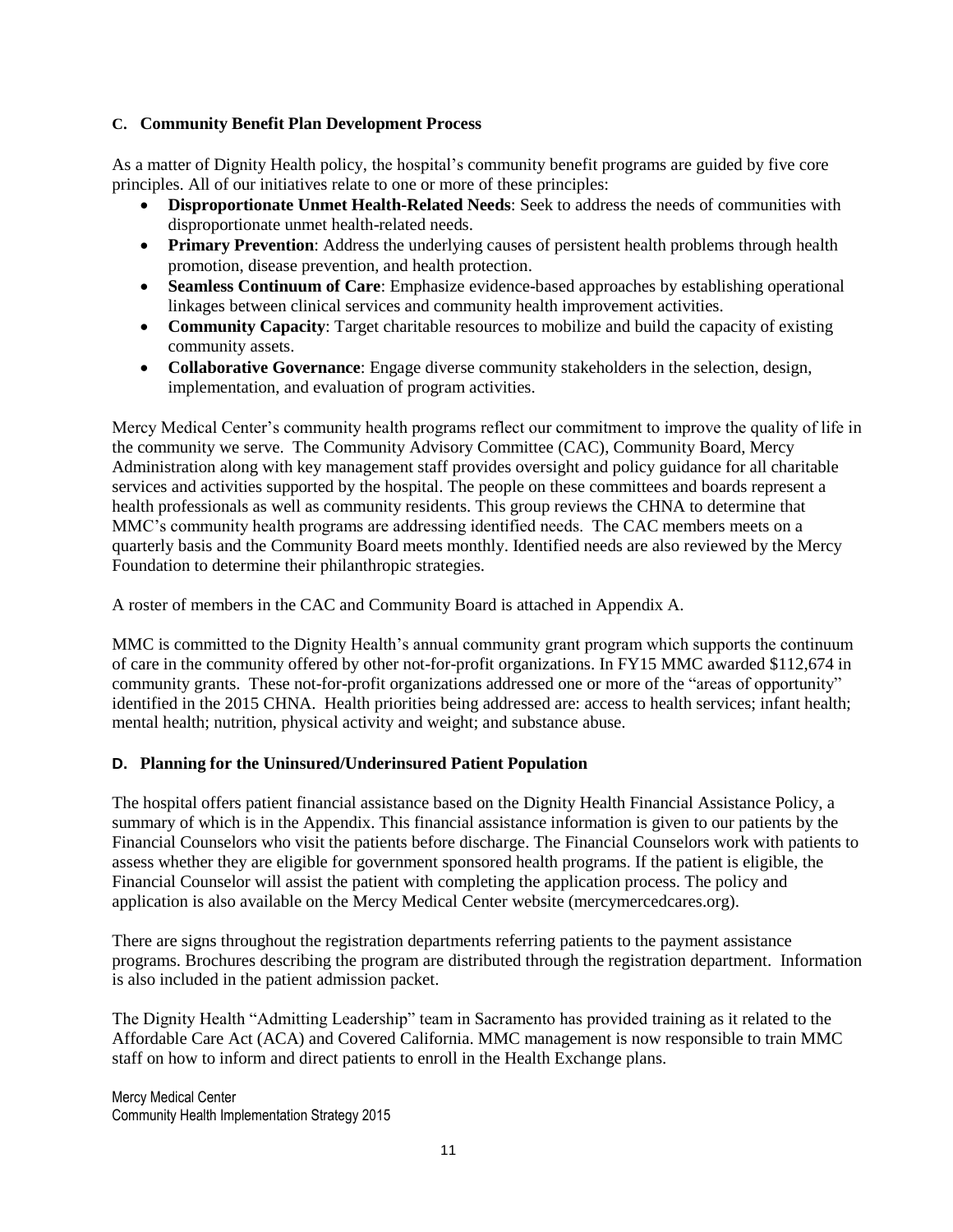### C. Community Benefit Plan Development Process

As a matter of Dignity Health policy, the hospital's community benefit programs are guided by five core principles. All of our initiatives relate to one or more of these principles:

- **Disproportionate Unmet Health-Related Needs**: Seek to address the needs of communities with disproportionate unmet health-related needs.
- **Primary Prevention**: Address the underlying causes of persistent health problems through health promotion, disease prevention, and health protection.
- **Seamless Continuum of Care**: Emphasize evidence-based approaches by establishing operational linkages between clinical services and community health improvement activities.
- **Community Capacity**: Target charitable resources to mobilize and build the capacity of existing community assets.
- **Collaborative Governance**: Engage diverse community stakeholders in the selection, design, implementation, and evaluation of program activities.

Mercy Medical Center's community health programs reflect our commitment to improve the quality of life in the community we serve. The Community Advisory Committee (CAC), Community Board, Mercy Administration along with key management staff provides oversight and policy guidance for all charitable services and activities supported by the hospital. The people on these committees and boards represent a health professionals as well as community residents. This group reviews the CHNA to determine that MMC's community health programs are addressing identified needs. The CAC members meets on a quarterly basis and the Community Board meets monthly. Identified needs are also reviewed by the Mercy Foundation to determine their philanthropic strategies.

A roster of members in the CAC and Community Board is attached in Appendix A.

MMC is committed to the Dignity Health's annual community grant program which supports the continuum of care in the community offered by other not-for-profit organizations. In FY15 MMC awarded $112,674 in community grants. These not-for-profit organizations addressed one or more of the "areas of opportunity" identified in the 2015 CHNA. Health priorities being addressed are: access to health services; infant health; mental health; nutrition, physical activity and weight; and substance abuse.

### D. Planning for the Uninsured/Underinsured Patient Population

The hospital offers patient financial assistance based on the Dignity Health Financial Assistance Policy, a summary of which is in the Appendix. This financial assistance information is given to our patients by the Financial Counselors who visit the patients before discharge. The Financial Counselors work with patients to assess whether they are eligible for government sponsored health programs. If the patient is eligible, the Financial Counselor will assist the patient with completing the application process. The policy and application is also available on the Mercy Medical Center website (mercymercedcares.org).

There are signs throughout the registration departments referring patients to the payment assistance programs. Brochures describing the program are distributed through the registration department. Information is also included in the patient admission packet.

The Dignity Health "Admitting Leadership" team in Sacramento has provided training as it related to the Affordable Care Act (ACA) and Covered California. MMC management is now responsible to train MMC staff on how to inform and direct patients to enroll in the Health Exchange plans.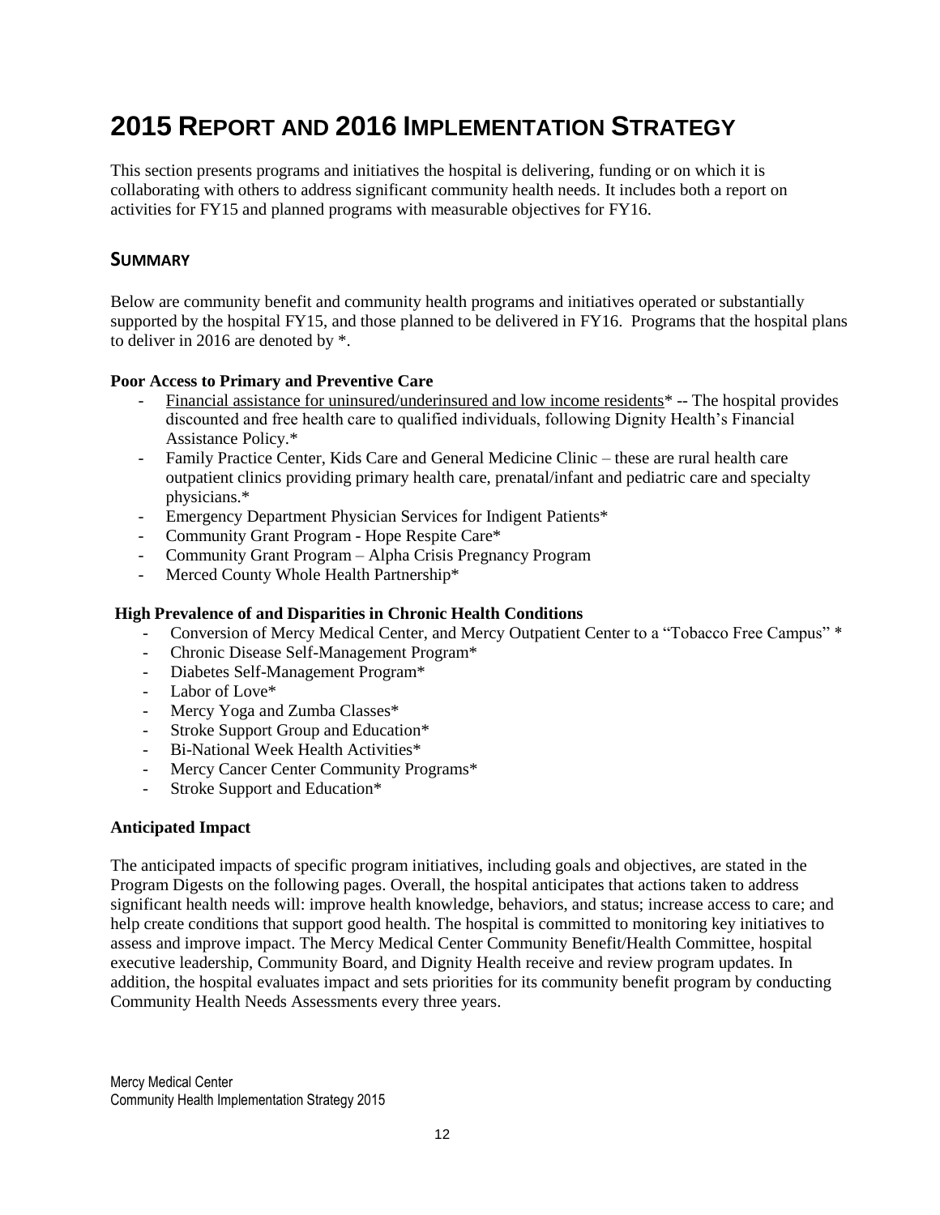# 2015 Report and 2016 Implementation Strategy

This section presents programs and initiatives the hospital is delivering, funding or on which it is collaborating with others to address significant community health needs. It includes both a report on activities for FY15 and planned programs with measurable objectives for FY16.

## Summary

Below are community benefit and community health programs and initiatives operated or substantially supported by the hospital FY15, and those planned to be delivered in FY16. Programs that the hospital plans to deliver in 2016 are denoted by *.

**Poor Access to Primary and Preventive Care**

- Financial assistance for uninsured/underinsured and low income residents* -- The hospital provides discounted and free health care to qualified individuals, following Dignity Health's Financial Assistance Policy.*
- Family Practice Center, Kids Care and General Medicine Clinic – these are rural health care outpatient clinics providing primary health care, prenatal/infant and pediatric care and specialty physicians.*
- Emergency Department Physician Services for Indigent Patients*
- Community Grant Program - Hope Respite Care*
- Community Grant Program – Alpha Crisis Pregnancy Program
- Merced County Whole Health Partnership*

**High Prevalence of and Disparities in Chronic Health Conditions**

- Conversion of Mercy Medical Center, and Mercy Outpatient Center to a "Tobacco Free Campus" *
- Chronic Disease Self-Management Program*
- Diabetes Self-Management Program*
- Labor of Love*
- Mercy Yoga and Zumba Classes*
- Stroke Support Group and Education*
- Bi-National Week Health Activities*
- Mercy Cancer Center Community Programs*
- Stroke Support and Education*

**Anticipated Impact**

The anticipated impacts of specific program initiatives, including goals and objectives, are stated in the Program Digests on the following pages. Overall, the hospital anticipates that actions taken to address significant health needs will: improve health knowledge, behaviors, and status; increase access to care; and help create conditions that support good health. The hospital is committed to monitoring key initiatives to assess and improve impact. The Mercy Medical Center Community Benefit/Health Committee, hospital executive leadership, Community Board, and Dignity Health receive and review program updates. In addition, the hospital evaluates impact and sets priorities for its community benefit program by conducting Community Health Needs Assessments every three years.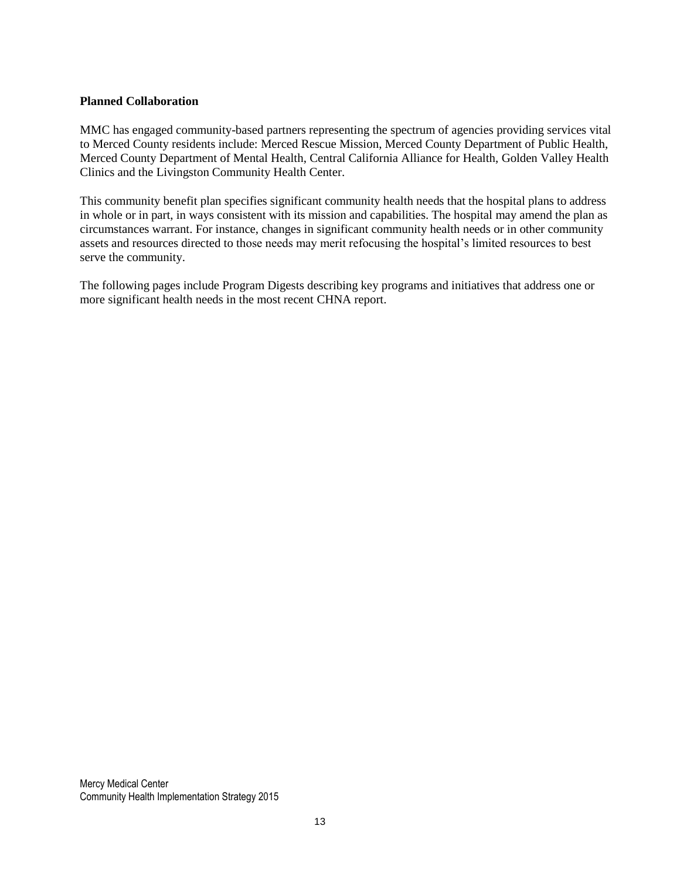**Planned Collaboration**

MMC has engaged community-based partners representing the spectrum of agencies providing services vital to Merced County residents include: Merced Rescue Mission, Merced County Department of Public Health, Merced County Department of Mental Health, Central California Alliance for Health, Golden Valley Health Clinics and the Livingston Community Health Center.

This community benefit plan specifies significant community health needs that the hospital plans to address in whole or in part, in ways consistent with its mission and capabilities. The hospital may amend the plan as circumstances warrant. For instance, changes in significant community health needs or in other community assets and resources directed to those needs may merit refocusing the hospital's limited resources to best serve the community.

The following pages include Program Digests describing key programs and initiatives that address one or more significant health needs in the most recent CHNA report.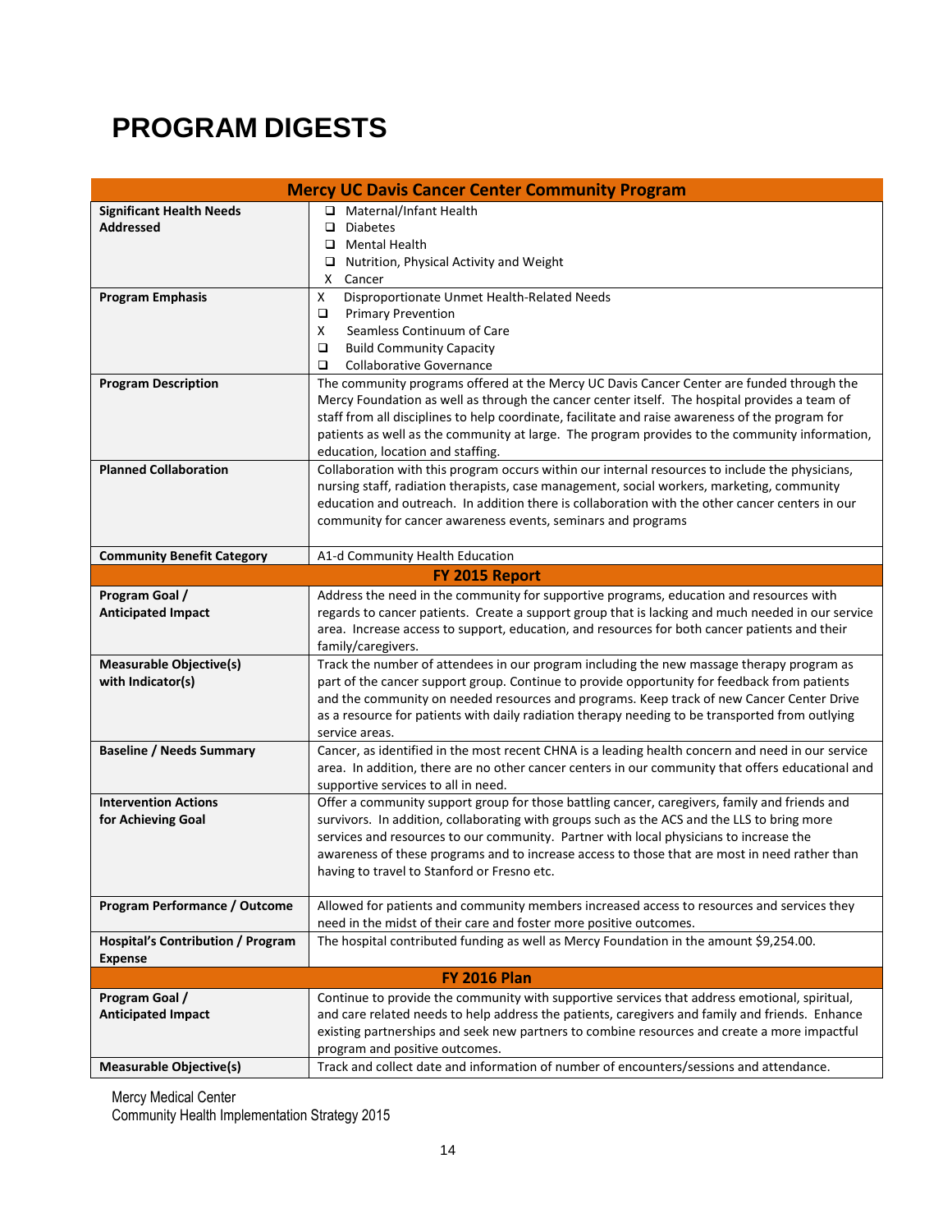# PROGRAM DIGESTS

| Mercy UC Davis Cancer Center Community Program | |
|---|---|
| **Significant Health Needs Addressed** | ❑ Maternal/Infant Health<br>❑ Diabetes<br>❑ Mental Health<br>❑ Nutrition, Physical Activity and Weight<br>X Cancer |
| **Program Emphasis** | X Disproportionate Unmet Health-Related Needs<br>❑ Primary Prevention<br>X Seamless Continuum of Care<br>❑ Build Community Capacity<br>❑ Collaborative Governance |
| **Program Description** | The community programs offered at the Mercy UC Davis Cancer Center are funded through the Mercy Foundation as well as through the cancer center itself. The hospital provides a team of staff from all disciplines to help coordinate, facilitate and raise awareness of the program for patients as well as the community at large. The program provides to the community information, education, location and staffing. |
| **Planned Collaboration** | Collaboration with this program occurs within our internal resources to include the physicians, nursing staff, radiation therapists, case management, social workers, marketing, community education and outreach. In addition there is collaboration with the other cancer centers in our community for cancer awareness events, seminars and programs |
| **Community Benefit Category** | A1-d Community Health Education |
| **FY 2015 Report** | |
| **Program Goal / Anticipated Impact** | Address the need in the community for supportive programs, education and resources with regards to cancer patients. Create a support group that is lacking and much needed in our service area. Increase access to support, education, and resources for both cancer patients and their family/caregivers. |
| **Measurable Objective(s) with Indicator(s)** | Track the number of attendees in our program including the new massage therapy program as part of the cancer support group. Continue to provide opportunity for feedback from patients and the community on needed resources and programs. Keep track of new Cancer Center Drive as a resource for patients with daily radiation therapy needing to be transported from outlying service areas. |
| **Baseline / Needs Summary** | Cancer, as identified in the most recent CHNA is a leading health concern and need in our service area. In addition, there are no other cancer centers in our community that offers educational and supportive services to all in need. |
| **Intervention Actions for Achieving Goal** | Offer a community support group for those battling cancer, caregivers, family and friends and survivors. In addition, collaborating with groups such as the ACS and the LLS to bring more services and resources to our community. Partner with local physicians to increase the awareness of these programs and to increase access to those that are most in need rather than having to travel to Stanford or Fresno etc. |
| **Program Performance / Outcome** | Allowed for patients and community members increased access to resources and services they need in the midst of their care and foster more positive outcomes. |
| **Hospital's Contribution / Program Expense** | The hospital contributed funding as well as Mercy Foundation in the amount $9,254.00. |
| **FY 2016 Plan** | |
| **Program Goal / Anticipated Impact** | Continue to provide the community with supportive services that address emotional, spiritual, and care related needs to help address the patients, caregivers and family and friends. Enhance existing partnerships and seek new partners to combine resources and create a more impactful program and positive outcomes. |
| **Measurable Objective(s)** | Track and collect date and information of number of encounters/sessions and attendance. |

Mercy Medical Center
Community Health Implementation Strategy 2015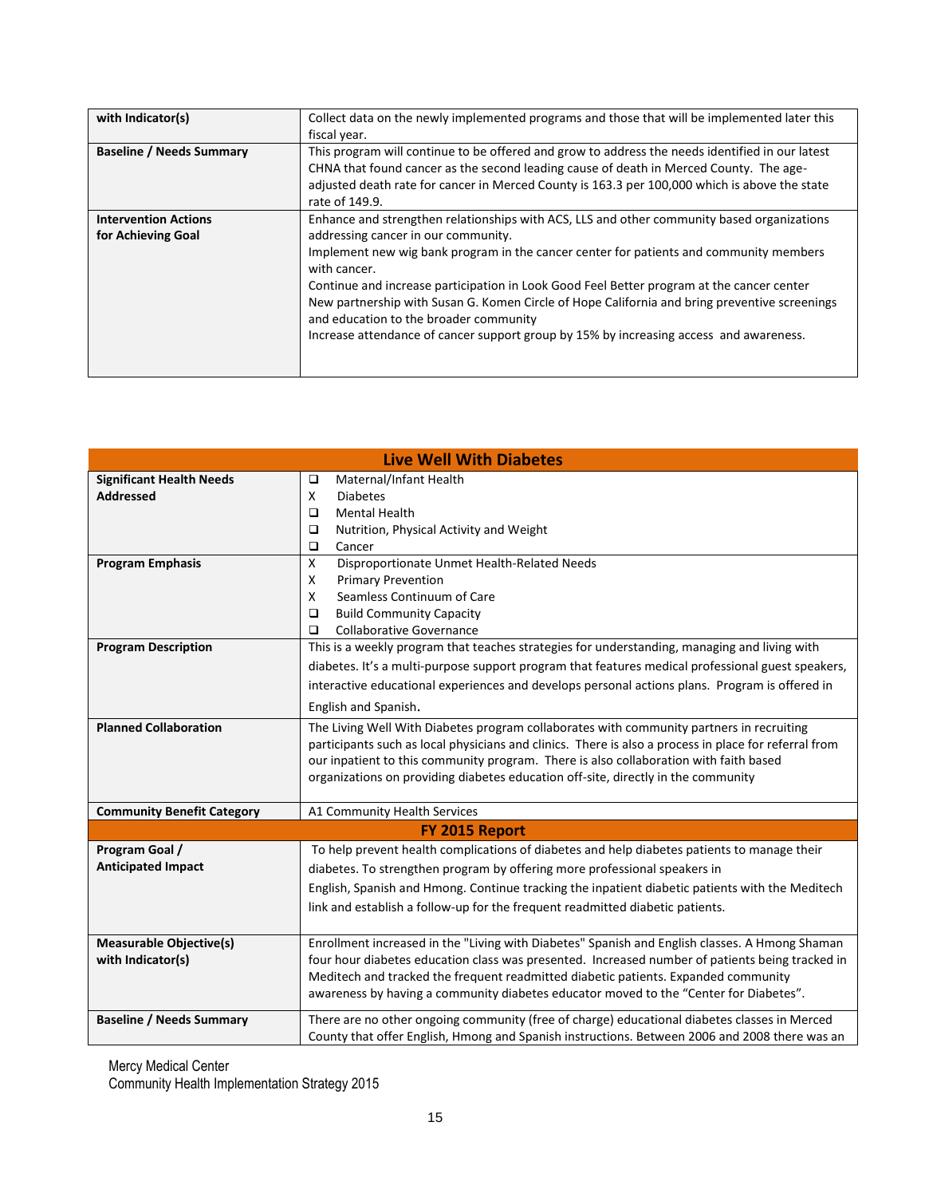| with Indicator(s) | Collect data on the newly implemented programs and those that will be implemented later this fiscal year. |
|---|---|
| **Baseline / Needs Summary** | This program will continue to be offered and grow to address the needs identified in our latest CHNA that found cancer as the second leading cause of death in Merced County. The age-adjusted death rate for cancer in Merced County is 163.3 per 100,000 which is above the state rate of 149.9. |
| **Intervention Actions for Achieving Goal** | Enhance and strengthen relationships with ACS, LLS and other community based organizations addressing cancer in our community.<br>Implement new wig bank program in the cancer center for patients and community members with cancer.<br>Continue and increase participation in Look Good Feel Better program at the cancer center<br>New partnership with Susan G. Komen Circle of Hope California and bring preventive screenings and education to the broader community<br>Increase attendance of cancer support group by 15% by increasing access and awareness. |

| **Live Well With Diabetes** | |
|---|---|
| **Significant Health Needs Addressed** | ❑ Maternal/Infant Health<br>X Diabetes<br>❑ Mental Health<br>❑ Nutrition, Physical Activity and Weight<br>❑ Cancer |
| **Program Emphasis** | X Disproportionate Unmet Health-Related Needs<br>X Primary Prevention<br>X Seamless Continuum of Care<br>❑ Build Community Capacity<br>❑ Collaborative Governance |
| **Program Description** | This is a weekly program that teaches strategies for understanding, managing and living with diabetes. It's a multi-purpose support program that features medical professional guest speakers, interactive educational experiences and develops personal actions plans. Program is offered in English and Spanish. |
| **Planned Collaboration** | The Living Well With Diabetes program collaborates with community partners in recruiting participants such as local physicians and clinics. There is also a process in place for referral from our inpatient to this community program. There is also collaboration with faith based organizations on providing diabetes education off-site, directly in the community |
| **Community Benefit Category** | A1 Community Health Services |
| **FY 2015 Report** | |
| **Program Goal / Anticipated Impact** | To help prevent health complications of diabetes and help diabetes patients to manage their diabetes. To strengthen program by offering more professional speakers in English, Spanish and Hmong. Continue tracking the inpatient diabetic patients with the Meditech link and establish a follow-up for the frequent readmitted diabetic patients. |
| **Measurable Objective(s) with Indicator(s)** | Enrollment increased in the "Living with Diabetes" Spanish and English classes. A Hmong Shaman four hour diabetes education class was presented. Increased number of patients being tracked in Meditech and tracked the frequent readmitted diabetic patients. Expanded community awareness by having a community diabetes educator moved to the "Center for Diabetes". |
| **Baseline / Needs Summary** | There are no other ongoing community (free of charge) educational diabetes classes in Merced County that offer English, Hmong and Spanish instructions. Between 2006 and 2008 there was an |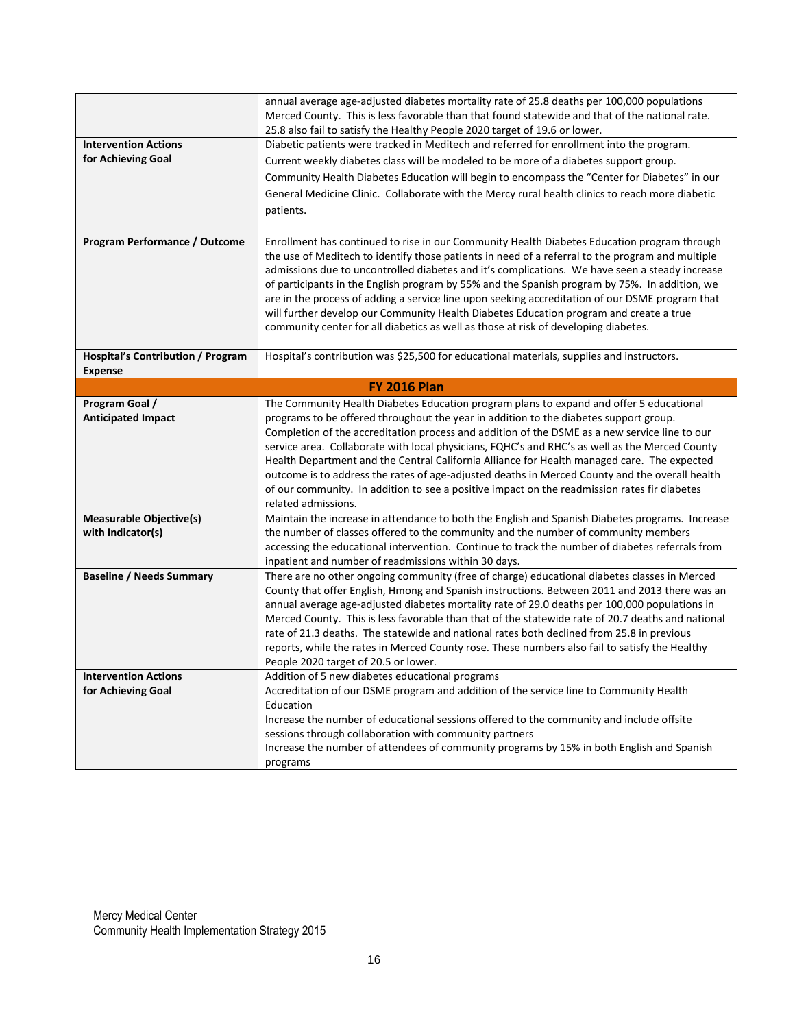| | |
|---|---|
| | annual average age-adjusted diabetes mortality rate of 25.8 deaths per 100,000 populations Merced County. This is less favorable than that found statewide and that of the national rate. 25.8 also fail to satisfy the Healthy People 2020 target of 19.6 or lower. |
| **Intervention Actions for Achieving Goal** | Diabetic patients were tracked in Meditech and referred for enrollment into the program.<br>Current weekly diabetes class will be modeled to be more of a diabetes support group.<br>Community Health Diabetes Education will begin to encompass the "Center for Diabetes" in our General Medicine Clinic. Collaborate with the Mercy rural health clinics to reach more diabetic patients. |
| **Program Performance / Outcome** | Enrollment has continued to rise in our Community Health Diabetes Education program through the use of Meditech to identify those patients in need of a referral to the program and multiple admissions due to uncontrolled diabetes and it's complications. We have seen a steady increase of participants in the English program by 55% and the Spanish program by 75%. In addition, we are in the process of adding a service line upon seeking accreditation of our DSME program that will further develop our Community Health Diabetes Education program and create a true community center for all diabetics as well as those at risk of developing diabetes. |
| **Hospital's Contribution / Program Expense** | Hospital's contribution was $25,500 for educational materials, supplies and instructors. |
| **FY 2016 Plan** | |
| **Program Goal / Anticipated Impact** | The Community Health Diabetes Education program plans to expand and offer 5 educational programs to be offered throughout the year in addition to the diabetes support group. Completion of the accreditation process and addition of the DSME as a new service line to our service area. Collaborate with local physicians, FQHC's and RHC's as well as the Merced County Health Department and the Central California Alliance for Health managed care. The expected outcome is to address the rates of age-adjusted deaths in Merced County and the overall health of our community. In addition to see a positive impact on the readmission rates fir diabetes related admissions. |
| **Measurable Objective(s) with Indicator(s)** | Maintain the increase in attendance to both the English and Spanish Diabetes programs. Increase the number of classes offered to the community and the number of community members accessing the educational intervention. Continue to track the number of diabetes referrals from inpatient and number of readmissions within 30 days. |
| **Baseline / Needs Summary** | There are no other ongoing community (free of charge) educational diabetes classes in Merced County that offer English, Hmong and Spanish instructions. Between 2011 and 2013 there was an annual average age-adjusted diabetes mortality rate of 29.0 deaths per 100,000 populations in Merced County. This is less favorable than that of the statewide rate of 20.7 deaths and national rate of 21.3 deaths. The statewide and national rates both declined from 25.8 in previous reports, while the rates in Merced County rose. These numbers also fail to satisfy the Healthy People 2020 target of 20.5 or lower. |
| **Intervention Actions for Achieving Goal** | Addition of 5 new diabetes educational programs<br>Accreditation of our DSME program and addition of the service line to Community Health Education<br>Increase the number of educational sessions offered to the community and include offsite sessions through collaboration with community partners<br>Increase the number of attendees of community programs by 15% in both English and Spanish programs |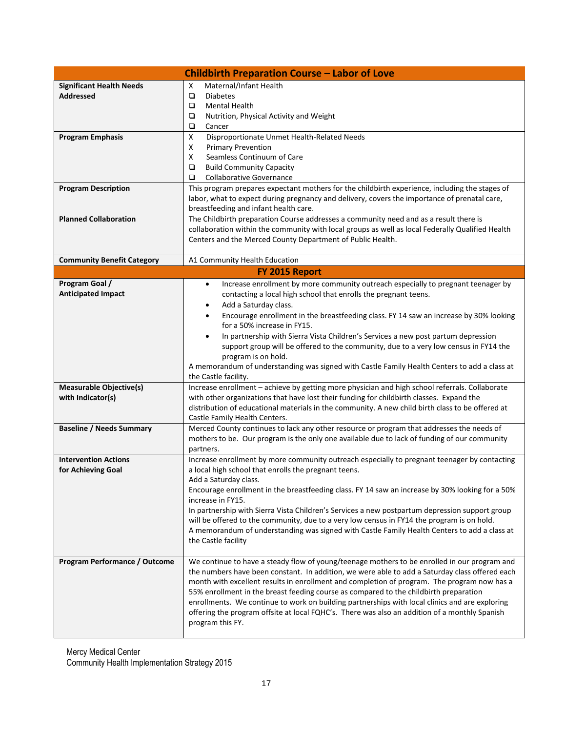| Childbirth Preparation Course – Labor of Love | |
|---|---|
| **Significant Health Needs Addressed** | X Maternal/Infant Health<br>❑ Diabetes<br>❑ Mental Health<br>❑ Nutrition, Physical Activity and Weight<br>❑ Cancer |
| **Program Emphasis** | X Disproportionate Unmet Health-Related Needs<br>X Primary Prevention<br>X Seamless Continuum of Care<br>❑ Build Community Capacity<br>❑ Collaborative Governance |
| **Program Description** | This program prepares expectant mothers for the childbirth experience, including the stages of labor, what to expect during pregnancy and delivery, covers the importance of prenatal care, breastfeeding and infant health care. |
| **Planned Collaboration** | The Childbirth preparation Course addresses a community need and as a result there is collaboration within the community with local groups as well as local Federally Qualified Health Centers and the Merced County Department of Public Health. |
| **Community Benefit Category** | A1 Community Health Education |
| **FY 2015 Report** | |
| **Program Goal / Anticipated Impact** | • Increase enrollment by more community outreach especially to pregnant teenager by contacting a local high school that enrolls the pregnant teens.<br>• Add a Saturday class.<br>• Encourage enrollment in the breastfeeding class. FY 14 saw an increase by 30% looking for a 50% increase in FY15.<br>• In partnership with Sierra Vista Children's Services a new post partum depression support group will be offered to the community, due to a very low census in FY14 the program is on hold.<br>A memorandum of understanding was signed with Castle Family Health Centers to add a class at the Castle facility. |
| **Measurable Objective(s) with Indicator(s)** | Increase enrollment – achieve by getting more physician and high school referrals. Collaborate with other organizations that have lost their funding for childbirth classes. Expand the distribution of educational materials in the community. A new child birth class to be offered at Castle Family Health Centers. |
| **Baseline / Needs Summary** | Merced County continues to lack any other resource or program that addresses the needs of mothers to be. Our program is the only one available due to lack of funding of our community partners. |
| **Intervention Actions for Achieving Goal** | Increase enrollment by more community outreach especially to pregnant teenager by contacting a local high school that enrolls the pregnant teens.<br>Add a Saturday class.<br>Encourage enrollment in the breastfeeding class. FY 14 saw an increase by 30% looking for a 50% increase in FY15.<br>In partnership with Sierra Vista Children's Services a new postpartum depression support group will be offered to the community, due to a very low census in FY14 the program is on hold.<br>A memorandum of understanding was signed with Castle Family Health Centers to add a class at the Castle facility |
| **Program Performance / Outcome** | We continue to have a steady flow of young/teenage mothers to be enrolled in our program and the numbers have been constant. In addition, we were able to add a Saturday class offered each month with excellent results in enrollment and completion of program. The program now has a 55% enrollment in the breast feeding course as compared to the childbirth preparation enrollments. We continue to work on building partnerships with local clinics and are exploring offering the program offsite at local FQHC's. There was also an addition of a monthly Spanish program this FY. |

Mercy Medical Center
Community Health Implementation Strategy 2015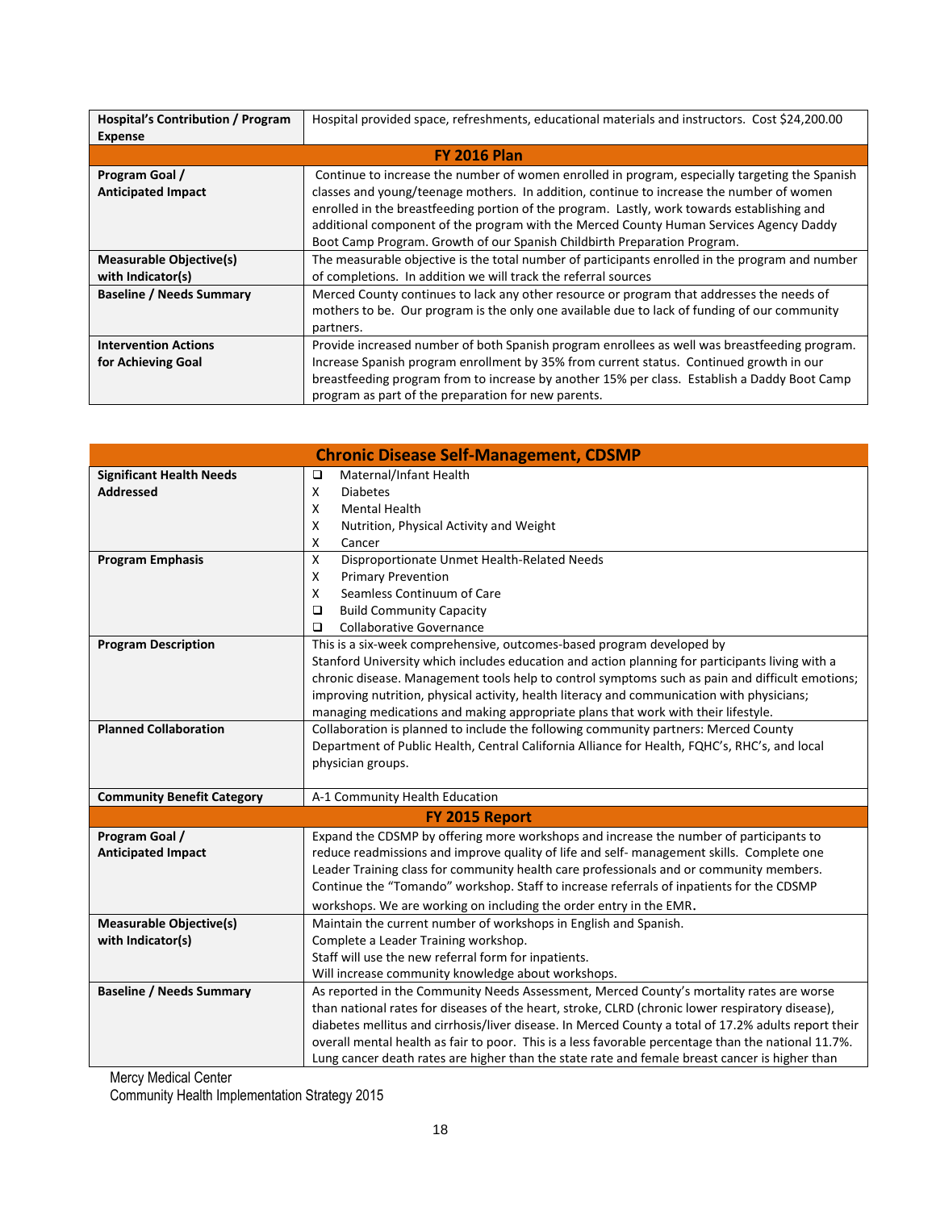| Hospital's Contribution / Program Expense | Hospital provided space, refreshments, educational materials and instructors. Cost $24,200.00 |
|---|---|
| **FY 2016 Plan** | |
| **Program Goal / Anticipated Impact** | Continue to increase the number of women enrolled in program, especially targeting the Spanish classes and young/teenage mothers. In addition, continue to increase the number of women enrolled in the breastfeeding portion of the program. Lastly, work towards establishing and additional component of the program with the Merced County Human Services Agency Daddy Boot Camp Program. Growth of our Spanish Childbirth Preparation Program. |
| **Measurable Objective(s) with Indicator(s)** | The measurable objective is the total number of participants enrolled in the program and number of completions. In addition we will track the referral sources |
| **Baseline / Needs Summary** | Merced County continues to lack any other resource or program that addresses the needs of mothers to be. Our program is the only one available due to lack of funding of our community partners. |
| **Intervention Actions for Achieving Goal** | Provide increased number of both Spanish program enrollees as well was breastfeeding program. Increase Spanish program enrollment by 35% from current status. Continued growth in our breastfeeding program from to increase by another 15% per class. Establish a Daddy Boot Camp program as part of the preparation for new parents. |

| Chronic Disease Self-Management, CDSMP | |
|---|---|
| **Significant Health Needs Addressed** | ❑ Maternal/Infant Health<br>X Diabetes<br>X Mental Health<br>X Nutrition, Physical Activity and Weight<br>X Cancer |
| **Program Emphasis** | X Disproportionate Unmet Health-Related Needs<br>X Primary Prevention<br>X Seamless Continuum of Care<br>❑ Build Community Capacity<br>❑ Collaborative Governance |
| **Program Description** | This is a six-week comprehensive, outcomes-based program developed by Stanford University which includes education and action planning for participants living with a chronic disease. Management tools help to control symptoms such as pain and difficult emotions; improving nutrition, physical activity, health literacy and communication with physicians; managing medications and making appropriate plans that work with their lifestyle. |
| **Planned Collaboration** | Collaboration is planned to include the following community partners: Merced County Department of Public Health, Central California Alliance for Health, FQHC's, RHC's, and local physician groups. |
| **Community Benefit Category** | A-1 Community Health Education |
| **FY 2015 Report** | |
| **Program Goal / Anticipated Impact** | Expand the CDSMP by offering more workshops and increase the number of participants to reduce readmissions and improve quality of life and self- management skills. Complete one Leader Training class for community health care professionals and or community members. Continue the "Tomando" workshop. Staff to increase referrals of inpatients for the CDSMP workshops. We are working on including the order entry in the EMR. |
| **Measurable Objective(s) with Indicator(s)** | Maintain the current number of workshops in English and Spanish.<br>Complete a Leader Training workshop.<br>Staff will use the new referral form for inpatients.<br>Will increase community knowledge about workshops. |
| **Baseline / Needs Summary** | As reported in the Community Needs Assessment, Merced County's mortality rates are worse than national rates for diseases of the heart, stroke, CLRD (chronic lower respiratory disease), diabetes mellitus and cirrhosis/liver disease. In Merced County a total of 17.2% adults report their overall mental health as fair to poor. This is a less favorable percentage than the national 11.7%. Lung cancer death rates are higher than the state rate and female breast cancer is higher than |

Mercy Medical Center
Community Health Implementation Strategy 2015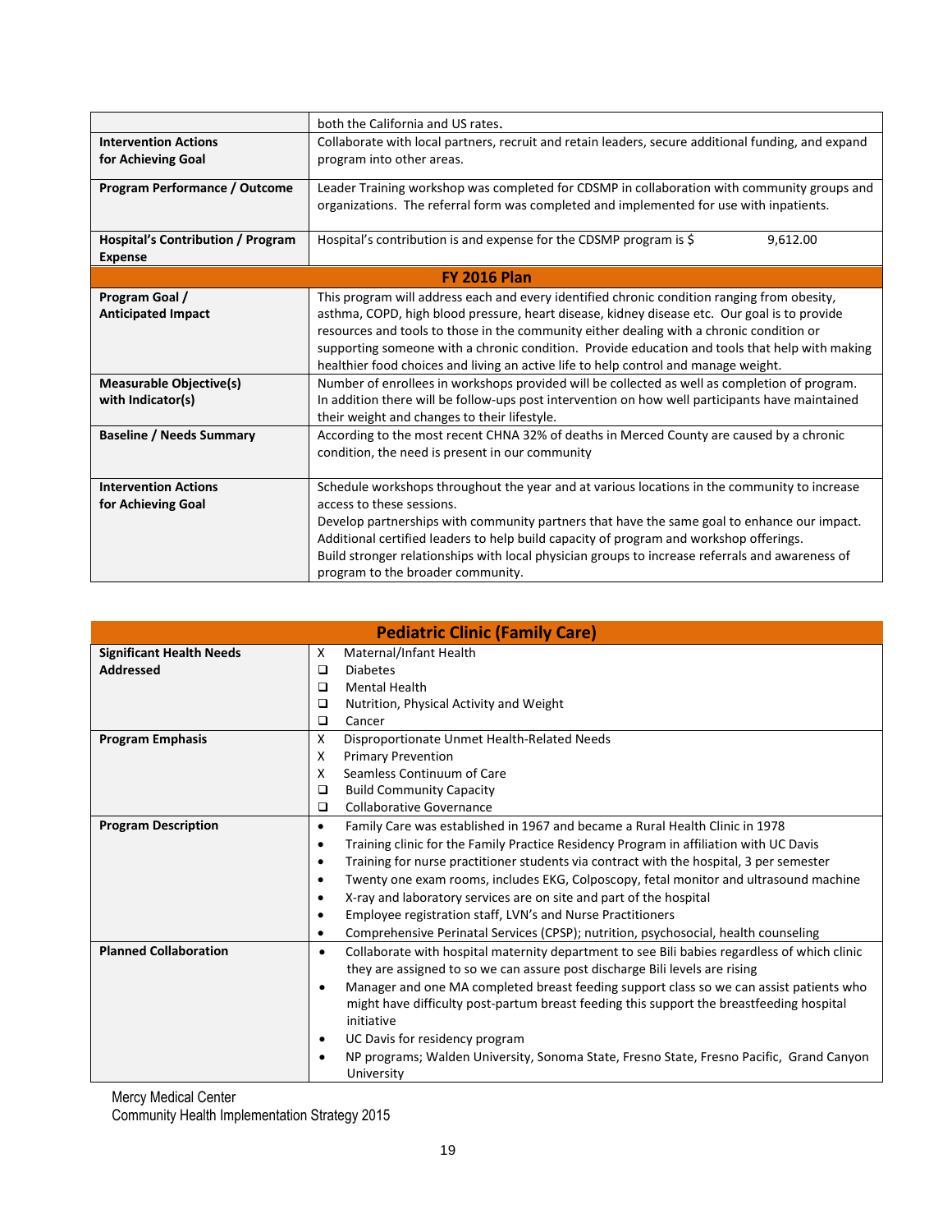|  |  |
|---|---|
|  | both the California and US rates. |
| **Intervention Actions for Achieving Goal** | Collaborate with local partners, recruit and retain leaders, secure additional funding, and expand program into other areas. |
| **Program Performance / Outcome** | Leader Training workshop was completed for CDSMP in collaboration with community groups and organizations. The referral form was completed and implemented for use with inpatients. |
| **Hospital's Contribution / Program Expense** | Hospital's contribution is and expense for the CDSMP program is $ 9,612.00 |
| **FY 2016 Plan** | |
| **Program Goal / Anticipated Impact** | This program will address each and every identified chronic condition ranging from obesity, asthma, COPD, high blood pressure, heart disease, kidney disease etc. Our goal is to provide resources and tools to those in the community either dealing with a chronic condition or supporting someone with a chronic condition. Provide education and tools that help with making healthier food choices and living an active life to help control and manage weight. |
| **Measurable Objective(s) with Indicator(s)** | Number of enrollees in workshops provided will be collected as well as completion of program. In addition there will be follow-ups post intervention on how well participants have maintained their weight and changes to their lifestyle. |
| **Baseline / Needs Summary** | According to the most recent CHNA 32% of deaths in Merced County are caused by a chronic condition, the need is present in our community |
| **Intervention Actions for Achieving Goal** | Schedule workshops throughout the year and at various locations in the community to increase access to these sessions.<br>Develop partnerships with community partners that have the same goal to enhance our impact.<br>Additional certified leaders to help build capacity of program and workshop offerings.<br>Build stronger relationships with local physician groups to increase referrals and awareness of program to the broader community. |

| **Pediatric Clinic (Family Care)** | |
|---|---|
| **Significant Health Needs Addressed** | X Maternal/Infant Health<br>❑ Diabetes<br>❑ Mental Health<br>❑ Nutrition, Physical Activity and Weight<br>❑ Cancer |
| **Program Emphasis** | X Disproportionate Unmet Health-Related Needs<br>X Primary Prevention<br>X Seamless Continuum of Care<br>❑ Build Community Capacity<br>❑ Collaborative Governance |
| **Program Description** | • Family Care was established in 1967 and became a Rural Health Clinic in 1978<br>• Training clinic for the Family Practice Residency Program in affiliation with UC Davis<br>• Training for nurse practitioner students via contract with the hospital, 3 per semester<br>• Twenty one exam rooms, includes EKG, Colposcopy, fetal monitor and ultrasound machine<br>• X-ray and laboratory services are on site and part of the hospital<br>• Employee registration staff, LVN's and Nurse Practitioners<br>• Comprehensive Perinatal Services (CPSP); nutrition, psychosocial, health counseling |
| **Planned Collaboration** | • Collaborate with hospital maternity department to see Bili babies regardless of which clinic they are assigned to so we can assure post discharge Bili levels are rising<br>• Manager and one MA completed breast feeding support class so we can assist patients who might have difficulty post-partum breast feeding this support the breastfeeding hospital initiative<br>• UC Davis for residency program<br>• NP programs; Walden University, Sonoma State, Fresno State, Fresno Pacific, Grand Canyon University |

Mercy Medical Center
Community Health Implementation Strategy 2015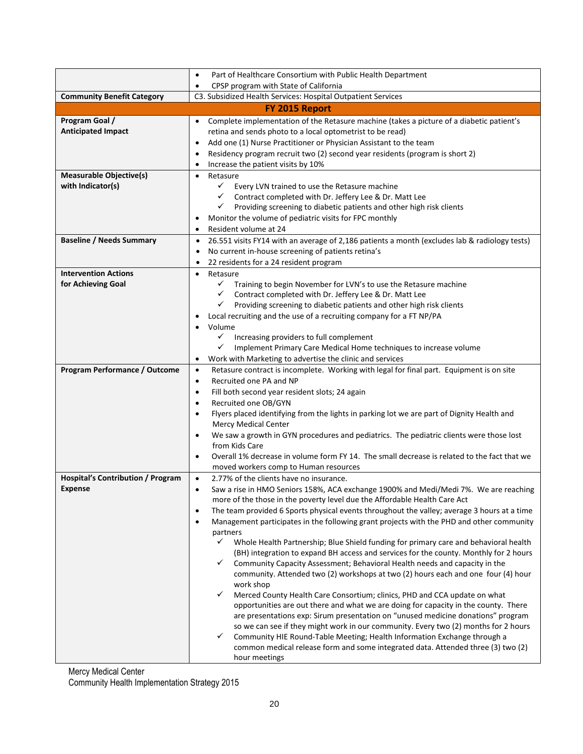| | |
|---|---|
| | • Part of Healthcare Consortium with Public Health Department<br>• CPSP program with State of California |
| **Community Benefit Category** | C3. Subsidized Health Services: Hospital Outpatient Services |
| **FY 2015 Report** | |
| **Program Goal / Anticipated Impact** | • Complete implementation of the Retasure machine (takes a picture of a diabetic patient's retina and sends photo to a local optometrist to be read)<br>• Add one (1) Nurse Practitioner or Physician Assistant to the team<br>• Residency program recruit two (2) second year residents (program is short 2)<br>• Increase the patient visits by 10% |
| **Measurable Objective(s) with Indicator(s)** | • Retasure<br>  ✓ Every LVN trained to use the Retasure machine<br>  ✓ Contract completed with Dr. Jeffery Lee & Dr. Matt Lee<br>  ✓ Providing screening to diabetic patients and other high risk clients<br>• Monitor the volume of pediatric visits for FPC monthly<br>• Resident volume at 24 |
| **Baseline / Needs Summary** | • 26.551 visits FY14 with an average of 2,186 patients a month (excludes lab & radiology tests)<br>• No current in-house screening of patients retina's<br>• 22 residents for a 24 resident program |
| **Intervention Actions for Achieving Goal** | • Retasure<br>  ✓ Training to begin November for LVN's to use the Retasure machine<br>  ✓ Contract completed with Dr. Jeffery Lee & Dr. Matt Lee<br>  ✓ Providing screening to diabetic patients and other high risk clients<br>• Local recruiting and the use of a recruiting company for a FT NP/PA<br>• Volume<br>  ✓ Increasing providers to full complement<br>  ✓ Implement Primary Care Medical Home techniques to increase volume<br>• Work with Marketing to advertise the clinic and services |
| **Program Performance / Outcome** | • Retasure contract is incomplete. Working with legal for final part. Equipment is on site<br>• Recruited one PA and NP<br>• Fill both second year resident slots; 24 again<br>• Recruited one OB/GYN<br>• Flyers placed identifying from the lights in parking lot we are part of Dignity Health and Mercy Medical Center<br>• We saw a growth in GYN procedures and pediatrics. The pediatric clients were those lost from Kids Care<br>• Overall 1% decrease in volume form FY 14. The small decrease is related to the fact that we moved workers comp to Human resources |
| **Hospital's Contribution / Program Expense** | • 2.77% of the clients have no insurance.<br>• Saw a rise in HMO Seniors 158%, ACA exchange 1900% and Medi/Medi 7%. We are reaching more of the those in the poverty level due the Affordable Health Care Act<br>• The team provided 6 Sports physical events throughout the valley; average 3 hours at a time<br>• Management participates in the following grant projects with the PHD and other community partners<br>  ✓ Whole Health Partnership; Blue Shield funding for primary care and behavioral health (BH) integration to expand BH access and services for the county. Monthly for 2 hours<br>  ✓ Community Capacity Assessment; Behavioral Health needs and capacity in the community. Attended two (2) workshops at two (2) hours each and one four (4) hour work shop<br>  ✓ Merced County Health Care Consortium; clinics, PHD and CCA update on what opportunities are out there and what we are doing for capacity in the county. There are presentations exp: Sirum presentation on "unused medicine donations" program so we can see if they might work in our community. Every two (2) months for 2 hours<br>  ✓ Community HIE Round-Table Meeting; Health Information Exchange through a common medical release form and some integrated data. Attended three (3) two (2) hour meetings |

Mercy Medical Center
Community Health Implementation Strategy 2015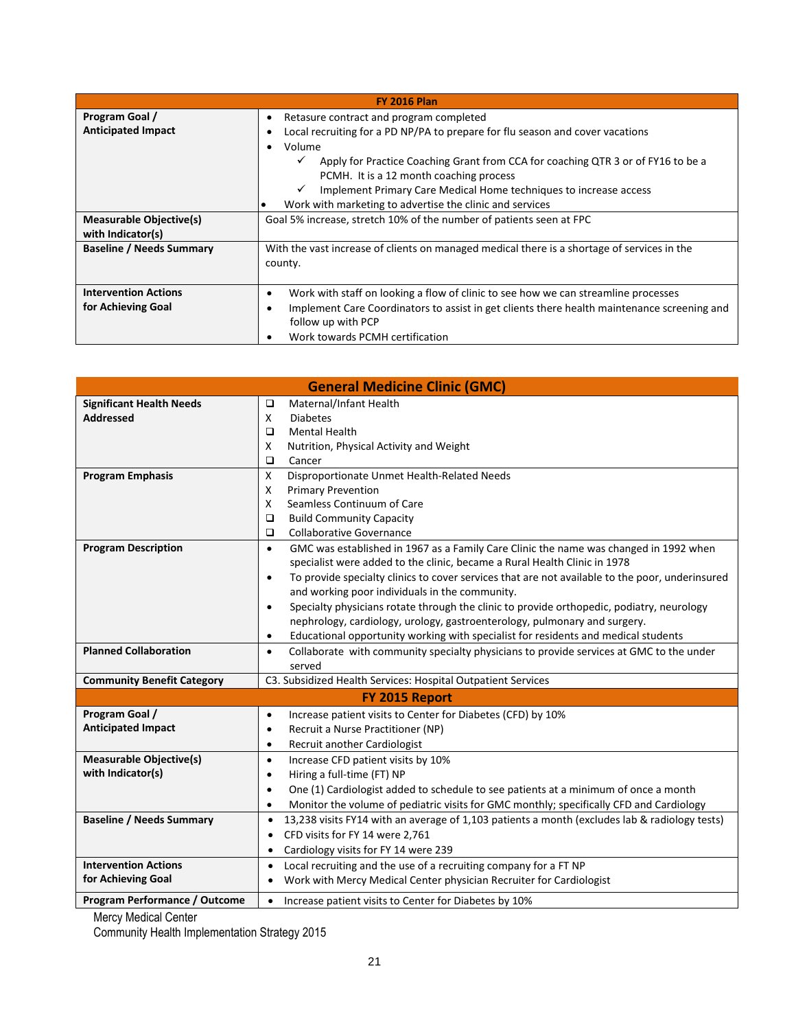| FY 2016 Plan | |
|---|---|
| **Program Goal / Anticipated Impact** | • Retasure contract and program completed<br>• Local recruiting for a PD NP/PA to prepare for flu season and cover vacations<br>• Volume<br>  ✓ Apply for Practice Coaching Grant from CCA for coaching QTR 3 or of FY16 to be a PCMH. It is a 12 month coaching process<br>  ✓ Implement Primary Care Medical Home techniques to increase access<br>• Work with marketing to advertise the clinic and services |
| **Measurable Objective(s) with Indicator(s)** | Goal 5% increase, stretch 10% of the number of patients seen at FPC |
| **Baseline / Needs Summary** | With the vast increase of clients on managed medical there is a shortage of services in the county. |
| **Intervention Actions for Achieving Goal** | • Work with staff on looking a flow of clinic to see how we can streamline processes<br>• Implement Care Coordinators to assist in get clients there health maintenance screening and follow up with PCP<br>• Work towards PCMH certification |

| General Medicine Clinic (GMC) | |
|---|---|
| **Significant Health Needs Addressed** | ❑ Maternal/Infant Health<br>X Diabetes<br>❑ Mental Health<br>X Nutrition, Physical Activity and Weight<br>❑ Cancer |
| **Program Emphasis** | X Disproportionate Unmet Health-Related Needs<br>X Primary Prevention<br>X Seamless Continuum of Care<br>❑ Build Community Capacity<br>❑ Collaborative Governance |
| **Program Description** | • GMC was established in 1967 as a Family Care Clinic the name was changed in 1992 when specialist were added to the clinic, became a Rural Health Clinic in 1978<br>• To provide specialty clinics to cover services that are not available to the poor, underinsured and working poor individuals in the community.<br>• Specialty physicians rotate through the clinic to provide orthopedic, podiatry, neurology nephrology, cardiology, urology, gastroenterology, pulmonary and surgery.<br>• Educational opportunity working with specialist for residents and medical students |
| **Planned Collaboration** | • Collaborate with community specialty physicians to provide services at GMC to the under served |
| **Community Benefit Category** | C3. Subsidized Health Services: Hospital Outpatient Services |
| **FY 2015 Report** | |
| **Program Goal / Anticipated Impact** | • Increase patient visits to Center for Diabetes (CFD) by 10%<br>• Recruit a Nurse Practitioner (NP)<br>• Recruit another Cardiologist |
| **Measurable Objective(s) with Indicator(s)** | • Increase CFD patient visits by 10%<br>• Hiring a full-time (FT) NP<br>• One (1) Cardiologist added to schedule to see patients at a minimum of once a month<br>• Monitor the volume of pediatric visits for GMC monthly; specifically CFD and Cardiology |
| **Baseline / Needs Summary** | • 13,238 visits FY14 with an average of 1,103 patients a month (excludes lab & radiology tests)<br>• CFD visits for FY 14 were 2,761<br>• Cardiology visits for FY 14 were 239 |
| **Intervention Actions for Achieving Goal** | • Local recruiting and the use of a recruiting company for a FT NP<br>• Work with Mercy Medical Center physician Recruiter for Cardiologist |
| **Program Performance / Outcome** | • Increase patient visits to Center for Diabetes by 10% |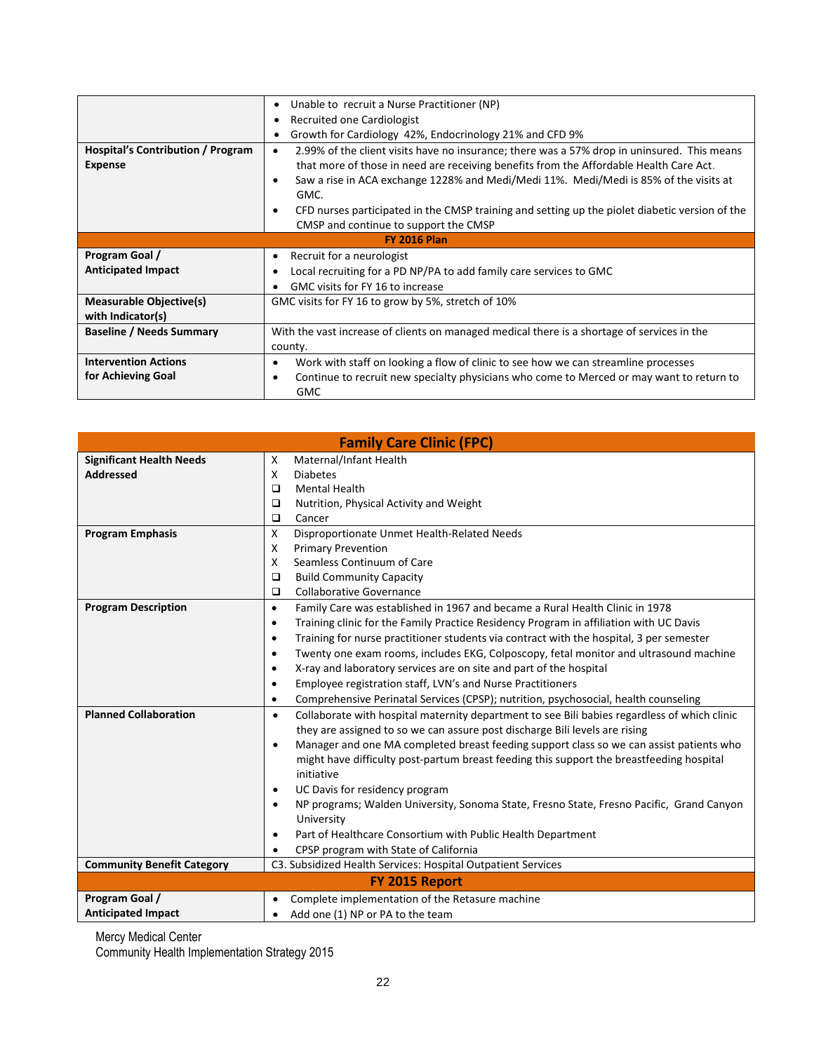| | |
|---|---|
| | • Unable to recruit a Nurse Practitioner (NP)<br>• Recruited one Cardiologist<br>• Growth for Cardiology 42%, Endocrinology 21% and CFD 9% |
| **Hospital's Contribution / Program Expense** | • 2.99% of the client visits have no insurance; there was a 57% drop in uninsured. This means that more of those in need are receiving benefits from the Affordable Health Care Act.<br>• Saw a rise in ACA exchange 1228% and Medi/Medi 11%. Medi/Medi is 85% of the visits at GMC.<br>• CFD nurses participated in the CMSP training and setting up the piolet diabetic version of the CMSP and continue to support the CMSP |
| **FY 2016 Plan** | |
| **Program Goal / Anticipated Impact** | • Recruit for a neurologist<br>• Local recruiting for a PD NP/PA to add family care services to GMC<br>• GMC visits for FY 16 to increase |
| **Measurable Objective(s) with Indicator(s)** | GMC visits for FY 16 to grow by 5%, stretch of 10% |
| **Baseline / Needs Summary** | With the vast increase of clients on managed medical there is a shortage of services in the county. |
| **Intervention Actions for Achieving Goal** | • Work with staff on looking a flow of clinic to see how we can streamline processes<br>• Continue to recruit new specialty physicians who come to Merced or may want to return to GMC |

| **Family Care Clinic (FPC)** | |
|---|---|
| **Significant Health Needs Addressed** | X Maternal/Infant Health<br>X Diabetes<br>❑ Mental Health<br>❑ Nutrition, Physical Activity and Weight<br>❑ Cancer |
| **Program Emphasis** | X Disproportionate Unmet Health-Related Needs<br>X Primary Prevention<br>X Seamless Continuum of Care<br>❑ Build Community Capacity<br>❑ Collaborative Governance |
| **Program Description** | • Family Care was established in 1967 and became a Rural Health Clinic in 1978<br>• Training clinic for the Family Practice Residency Program in affiliation with UC Davis<br>• Training for nurse practitioner students via contract with the hospital, 3 per semester<br>• Twenty one exam rooms, includes EKG, Colposcopy, fetal monitor and ultrasound machine<br>• X-ray and laboratory services are on site and part of the hospital<br>• Employee registration staff, LVN's and Nurse Practitioners<br>• Comprehensive Perinatal Services (CPSP); nutrition, psychosocial, health counseling |
| **Planned Collaboration** | • Collaborate with hospital maternity department to see Bili babies regardless of which clinic they are assigned to so we can assure post discharge Bili levels are rising<br>• Manager and one MA completed breast feeding support class so we can assist patients who might have difficulty post-partum breast feeding this support the breastfeeding hospital initiative<br>• UC Davis for residency program<br>• NP programs; Walden University, Sonoma State, Fresno State, Fresno Pacific, Grand Canyon University<br>• Part of Healthcare Consortium with Public Health Department<br>• CPSP program with State of California |
| **Community Benefit Category** | C3. Subsidized Health Services: Hospital Outpatient Services |
| **FY 2015 Report** | |
| **Program Goal / Anticipated Impact** | • Complete implementation of the Retasure machine<br>• Add one (1) NP or PA to the team |

Mercy Medical Center
Community Health Implementation Strategy 2015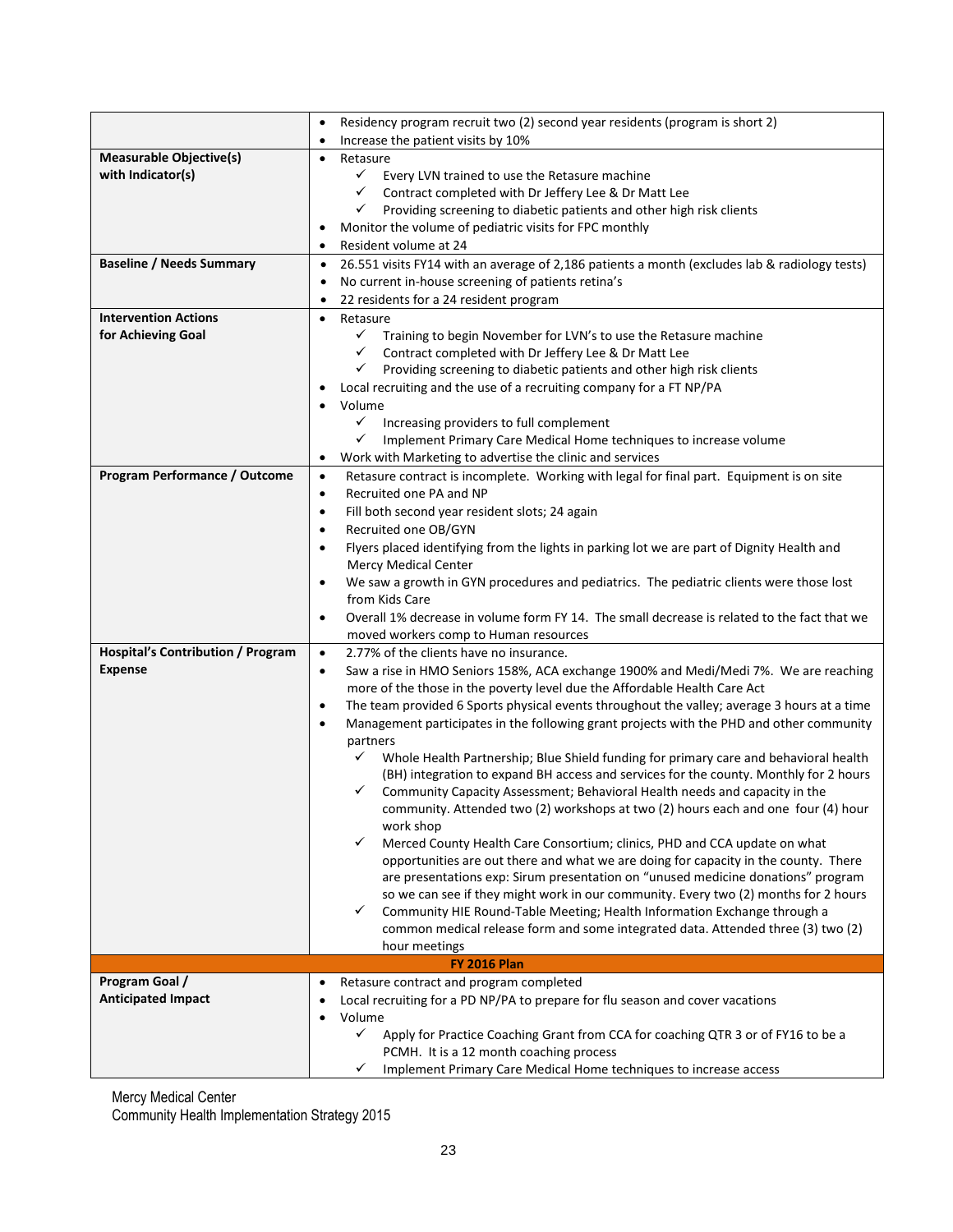| | |
|---|---|
| | • Residency program recruit two (2) second year residents (program is short 2)<br>• Increase the patient visits by 10% |
| **Measurable Objective(s) with Indicator(s)** | • Retasure<br>  ✓ Every LVN trained to use the Retasure machine<br>  ✓ Contract completed with Dr Jeffery Lee & Dr Matt Lee<br>  ✓ Providing screening to diabetic patients and other high risk clients<br>• Monitor the volume of pediatric visits for FPC monthly<br>• Resident volume at 24 |
| **Baseline / Needs Summary** | • 26.551 visits FY14 with an average of 2,186 patients a month (excludes lab & radiology tests)<br>• No current in-house screening of patients retina's<br>• 22 residents for a 24 resident program |
| **Intervention Actions for Achieving Goal** | • Retasure<br>  ✓ Training to begin November for LVN's to use the Retasure machine<br>  ✓ Contract completed with Dr Jeffery Lee & Dr Matt Lee<br>  ✓ Providing screening to diabetic patients and other high risk clients<br>• Local recruiting and the use of a recruiting company for a FT NP/PA<br>• Volume<br>  ✓ Increasing providers to full complement<br>  ✓ Implement Primary Care Medical Home techniques to increase volume<br>• Work with Marketing to advertise the clinic and services |
| **Program Performance / Outcome** | • Retasure contract is incomplete. Working with legal for final part. Equipment is on site<br>• Recruited one PA and NP<br>• Fill both second year resident slots; 24 again<br>• Recruited one OB/GYN<br>• Flyers placed identifying from the lights in parking lot we are part of Dignity Health and Mercy Medical Center<br>• We saw a growth in GYN procedures and pediatrics. The pediatric clients were those lost from Kids Care<br>• Overall 1% decrease in volume form FY 14. The small decrease is related to the fact that we moved workers comp to Human resources |
| **Hospital's Contribution / Program Expense** | • 2.77% of the clients have no insurance.<br>• Saw a rise in HMO Seniors 158%, ACA exchange 1900% and Medi/Medi 7%. We are reaching more of the those in the poverty level due the Affordable Health Care Act<br>• The team provided 6 Sports physical events throughout the valley; average 3 hours at a time<br>• Management participates in the following grant projects with the PHD and other community partners<br>  ✓ Whole Health Partnership; Blue Shield funding for primary care and behavioral health (BH) integration to expand BH access and services for the county. Monthly for 2 hours<br>  ✓ Community Capacity Assessment; Behavioral Health needs and capacity in the community. Attended two (2) workshops at two (2) hours each and one four (4) hour work shop<br>  ✓ Merced County Health Care Consortium; clinics, PHD and CCA update on what opportunities are out there and what we are doing for capacity in the county. There are presentations exp: Sirum presentation on "unused medicine donations" program so we can see if they might work in our community. Every two (2) months for 2 hours<br>  ✓ Community HIE Round-Table Meeting; Health Information Exchange through a common medical release form and some integrated data. Attended three (3) two (2) hour meetings |
| **FY 2016 Plan** | |
| **Program Goal / Anticipated Impact** | • Retasure contract and program completed<br>• Local recruiting for a PD NP/PA to prepare for flu season and cover vacations<br>• Volume<br>  ✓ Apply for Practice Coaching Grant from CCA for coaching QTR 3 or of FY16 to be a PCMH. It is a 12 month coaching process<br>  ✓ Implement Primary Care Medical Home techniques to increase access |

Mercy Medical Center
Community Health Implementation Strategy 2015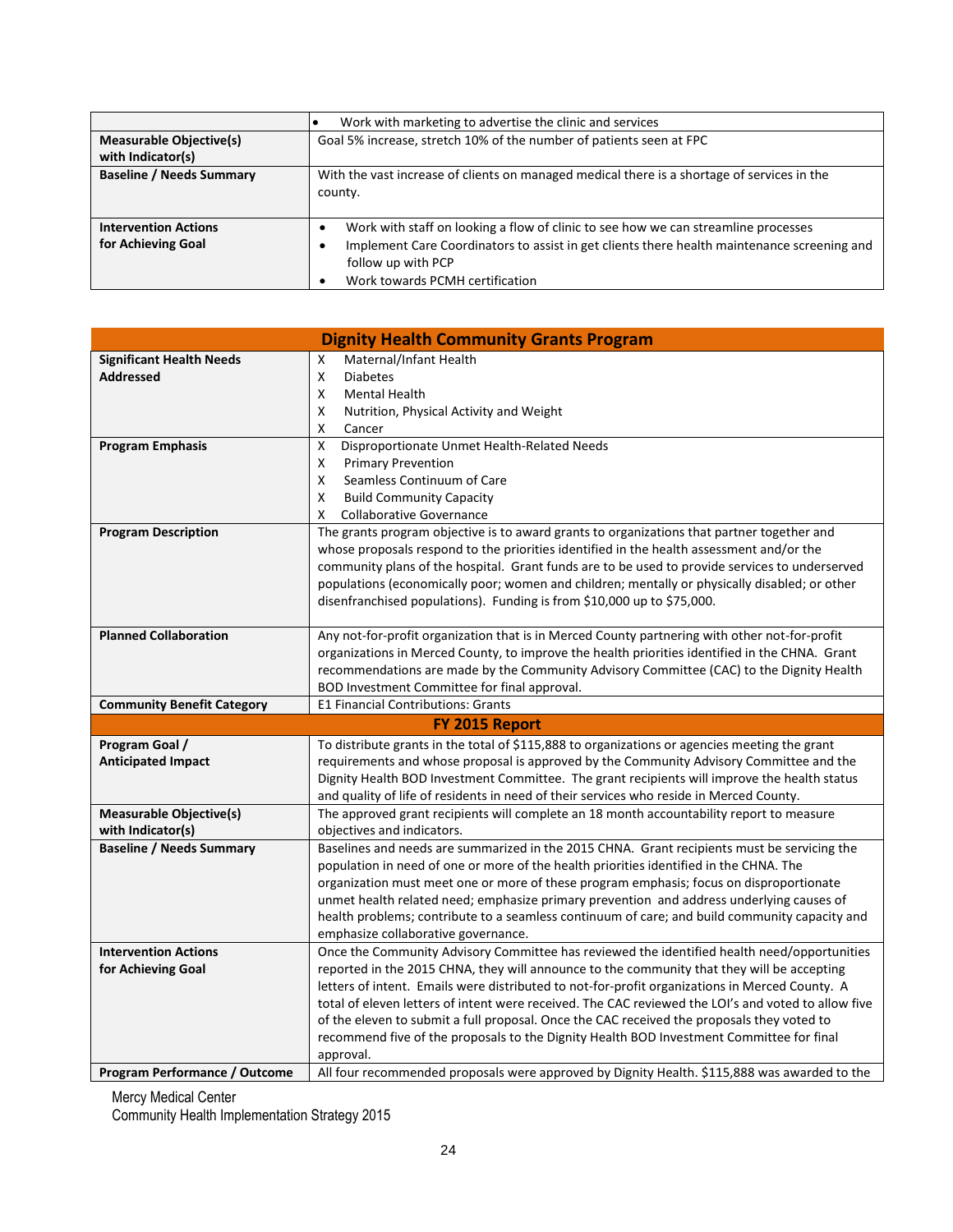| | |
|---|---|
| | • Work with marketing to advertise the clinic and services |
| **Measurable Objective(s) with Indicator(s)** | Goal 5% increase, stretch 10% of the number of patients seen at FPC |
| **Baseline / Needs Summary** | With the vast increase of clients on managed medical there is a shortage of services in the county. |
| **Intervention Actions for Achieving Goal** | • Work with staff on looking a flow of clinic to see how we can streamline processes<br>• Implement Care Coordinators to assist in get clients there health maintenance screening and follow up with PCP<br>• Work towards PCMH certification |

| **Dignity Health Community Grants Program** | |
|---|---|
| **Significant Health Needs Addressed** | X Maternal/Infant Health<br>X Diabetes<br>X Mental Health<br>X Nutrition, Physical Activity and Weight<br>X Cancer |
| **Program Emphasis** | X Disproportionate Unmet Health-Related Needs<br>X Primary Prevention<br>X Seamless Continuum of Care<br>X Build Community Capacity<br>X Collaborative Governance |
| **Program Description** | The grants program objective is to award grants to organizations that partner together and whose proposals respond to the priorities identified in the health assessment and/or the community plans of the hospital. Grant funds are to be used to provide services to underserved populations (economically poor; women and children; mentally or physically disabled; or other disenfranchised populations). Funding is from $10,000 up to $75,000. |
| **Planned Collaboration** | Any not-for-profit organization that is in Merced County partnering with other not-for-profit organizations in Merced County, to improve the health priorities identified in the CHNA. Grant recommendations are made by the Community Advisory Committee (CAC) to the Dignity Health BOD Investment Committee for final approval. |
| **Community Benefit Category** | E1 Financial Contributions: Grants |
| **FY 2015 Report** | |
| **Program Goal / Anticipated Impact** | To distribute grants in the total of $115,888 to organizations or agencies meeting the grant requirements and whose proposal is approved by the Community Advisory Committee and the Dignity Health BOD Investment Committee. The grant recipients will improve the health status and quality of life of residents in need of their services who reside in Merced County. |
| **Measurable Objective(s) with Indicator(s)** | The approved grant recipients will complete an 18 month accountability report to measure objectives and indicators. |
| **Baseline / Needs Summary** | Baselines and needs are summarized in the 2015 CHNA. Grant recipients must be servicing the population in need of one or more of the health priorities identified in the CHNA. The organization must meet one or more of these program emphasis; focus on disproportionate unmet health related need; emphasize primary prevention and address underlying causes of health problems; contribute to a seamless continuum of care; and build community capacity and emphasize collaborative governance. |
| **Intervention Actions for Achieving Goal** | Once the Community Advisory Committee has reviewed the identified health need/opportunities reported in the 2015 CHNA, they will announce to the community that they will be accepting letters of intent. Emails were distributed to not-for-profit organizations in Merced County. A total of eleven letters of intent were received. The CAC reviewed the LOI's and voted to allow five of the eleven to submit a full proposal. Once the CAC received the proposals they voted to recommend five of the proposals to the Dignity Health BOD Investment Committee for final approval. |
| **Program Performance / Outcome** | All four recommended proposals were approved by Dignity Health. $115,888 was awarded to the |

Mercy Medical Center
Community Health Implementation Strategy 2015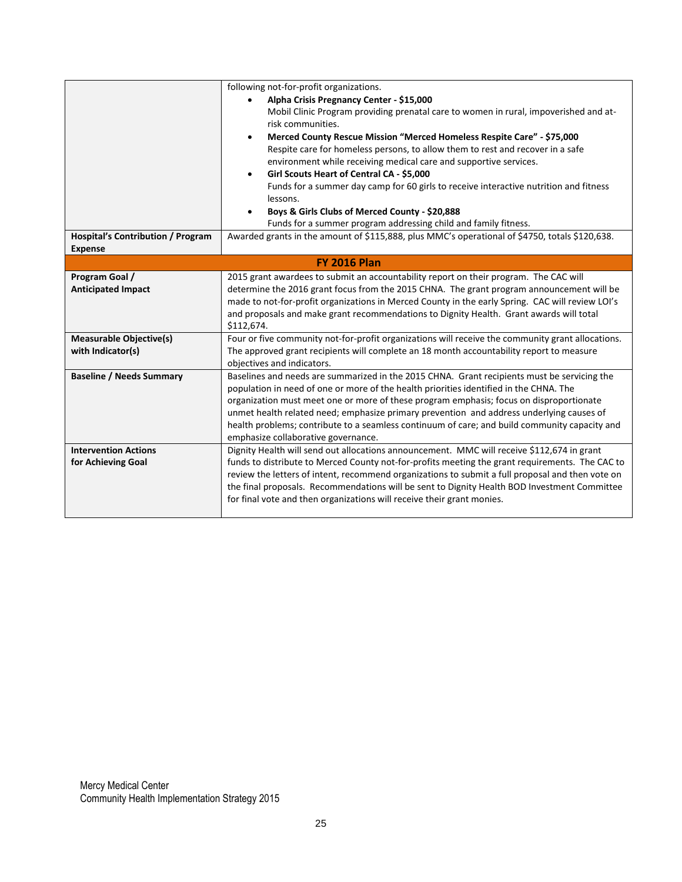| | |
|---|---|
| | following not-for-profit organizations.<br>• **Alpha Crisis Pregnancy Center - $15,000**<br>Mobil Clinic Program providing prenatal care to women in rural, impoverished and at-risk communities.<br>• **Merced County Rescue Mission "Merced Homeless Respite Care" - $75,000**<br>Respite care for homeless persons, to allow them to rest and recover in a safe environment while receiving medical care and supportive services.<br>• **Girl Scouts Heart of Central CA - $5,000**<br>Funds for a summer day camp for 60 girls to receive interactive nutrition and fitness lessons.<br>• **Boys & Girls Clubs of Merced County - $20,888**<br>Funds for a summer program addressing child and family fitness. |
| **Hospital's Contribution / Program Expense** | Awarded grants in the amount of $115,888, plus MMC's operational of $4750, totals $120,638. |
| **FY 2016 Plan** | |
| **Program Goal / Anticipated Impact** | 2015 grant awardees to submit an accountability report on their program. The CAC will determine the 2016 grant focus from the 2015 CHNA. The grant program announcement will be made to not-for-profit organizations in Merced County in the early Spring. CAC will review LOI's and proposals and make grant recommendations to Dignity Health. Grant awards will total $112,674. |
| **Measurable Objective(s) with Indicator(s)** | Four or five community not-for-profit organizations will receive the community grant allocations. The approved grant recipients will complete an 18 month accountability report to measure objectives and indicators. |
| **Baseline / Needs Summary** | Baselines and needs are summarized in the 2015 CHNA. Grant recipients must be servicing the population in need of one or more of the health priorities identified in the CHNA. The organization must meet one or more of these program emphasis; focus on disproportionate unmet health related need; emphasize primary prevention and address underlying causes of health problems; contribute to a seamless continuum of care; and build community capacity and emphasize collaborative governance. |
| **Intervention Actions for Achieving Goal** | Dignity Health will send out allocations announcement. MMC will receive $112,674 in grant funds to distribute to Merced County not-for-profits meeting the grant requirements. The CAC to review the letters of intent, recommend organizations to submit a full proposal and then vote on the final proposals. Recommendations will be sent to Dignity Health BOD Investment Committee for final vote and then organizations will receive their grant monies. |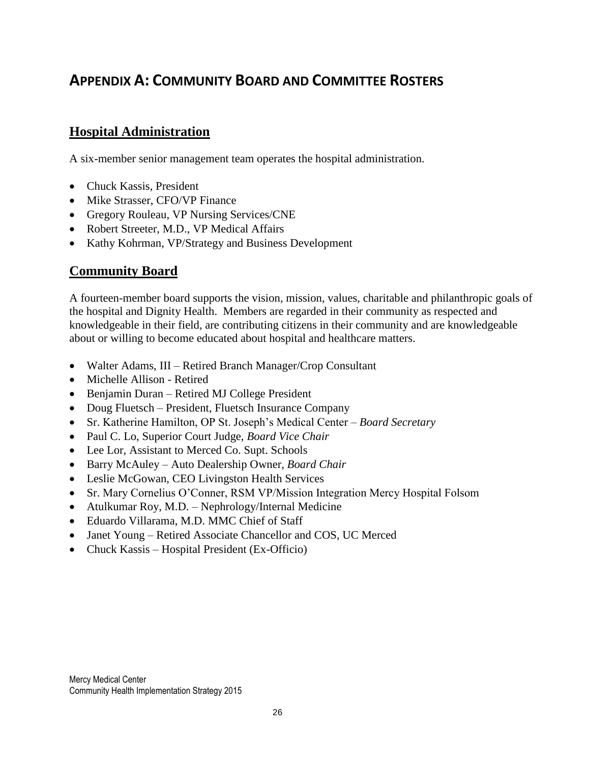# APPENDIX A: COMMUNITY BOARD AND COMMITTEE ROSTERS

## Hospital Administration

A six-member senior management team operates the hospital administration.

- Chuck Kassis, President
- Mike Strasser, CFO/VP Finance
- Gregory Rouleau, VP Nursing Services/CNE
- Robert Streeter, M.D., VP Medical Affairs
- Kathy Kohrman, VP/Strategy and Business Development

## Community Board

A fourteen-member board supports the vision, mission, values, charitable and philanthropic goals of the hospital and Dignity Health. Members are regarded in their community as respected and knowledgeable in their field, are contributing citizens in their community and are knowledgeable about or willing to become educated about hospital and healthcare matters.

- Walter Adams, III – Retired Branch Manager/Crop Consultant
- Michelle Allison - Retired
- Benjamin Duran – Retired MJ College President
- Doug Fluetsch – President, Fluetsch Insurance Company
- Sr. Katherine Hamilton, OP St. Joseph's Medical Center – *Board Secretary*
- Paul C. Lo, Superior Court Judge, *Board Vice Chair*
- Lee Lor, Assistant to Merced Co. Supt. Schools
- Barry McAuley – Auto Dealership Owner, *Board Chair*
- Leslie McGowan, CEO Livingston Health Services
- Sr. Mary Cornelius O'Conner, RSM VP/Mission Integration Mercy Hospital Folsom
- Atulkumar Roy, M.D. – Nephrology/Internal Medicine
- Eduardo Villarama, M.D. MMC Chief of Staff
- Janet Young – Retired Associate Chancellor and COS, UC Merced
- Chuck Kassis – Hospital President (Ex-Officio)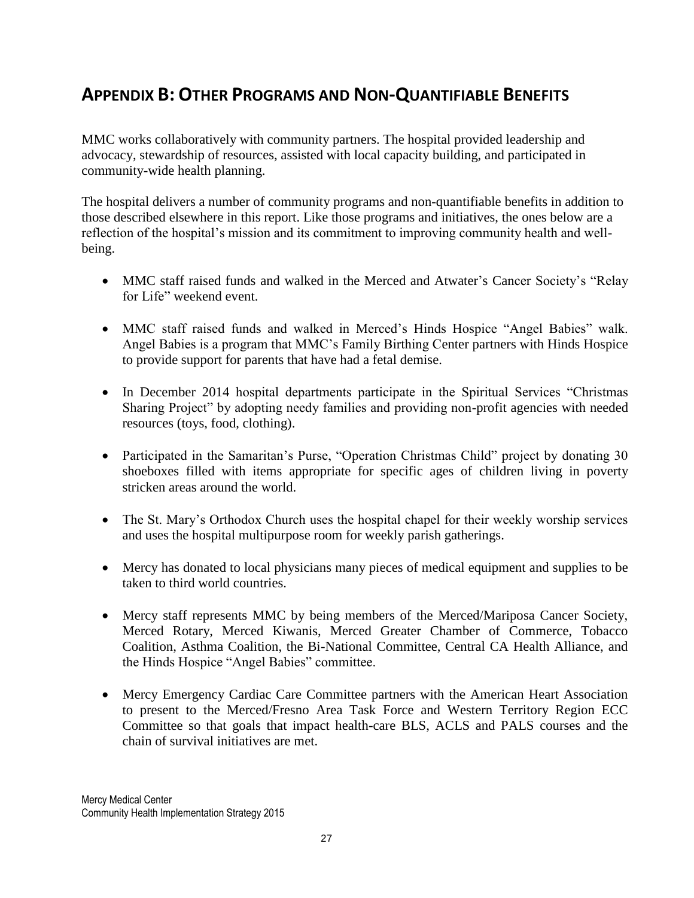## Appendix B: Other Programs and Non-Quantifiable Benefits

MMC works collaboratively with community partners. The hospital provided leadership and advocacy, stewardship of resources, assisted with local capacity building, and participated in community-wide health planning.

The hospital delivers a number of community programs and non-quantifiable benefits in addition to those described elsewhere in this report. Like those programs and initiatives, the ones below are a reflection of the hospital's mission and its commitment to improving community health and well-being.

- MMC staff raised funds and walked in the Merced and Atwater's Cancer Society's "Relay for Life" weekend event.
- MMC staff raised funds and walked in Merced's Hinds Hospice "Angel Babies" walk. Angel Babies is a program that MMC's Family Birthing Center partners with Hinds Hospice to provide support for parents that have had a fetal demise.
- In December 2014 hospital departments participate in the Spiritual Services "Christmas Sharing Project" by adopting needy families and providing non-profit agencies with needed resources (toys, food, clothing).
- Participated in the Samaritan's Purse, "Operation Christmas Child" project by donating 30 shoeboxes filled with items appropriate for specific ages of children living in poverty stricken areas around the world.
- The St. Mary's Orthodox Church uses the hospital chapel for their weekly worship services and uses the hospital multipurpose room for weekly parish gatherings.
- Mercy has donated to local physicians many pieces of medical equipment and supplies to be taken to third world countries.
- Mercy staff represents MMC by being members of the Merced/Mariposa Cancer Society, Merced Rotary, Merced Kiwanis, Merced Greater Chamber of Commerce, Tobacco Coalition, Asthma Coalition, the Bi-National Committee, Central CA Health Alliance, and the Hinds Hospice "Angel Babies" committee.
- Mercy Emergency Cardiac Care Committee partners with the American Heart Association to present to the Merced/Fresno Area Task Force and Western Territory Region ECC Committee so that goals that impact health-care BLS, ACLS and PALS courses and the chain of survival initiatives are met.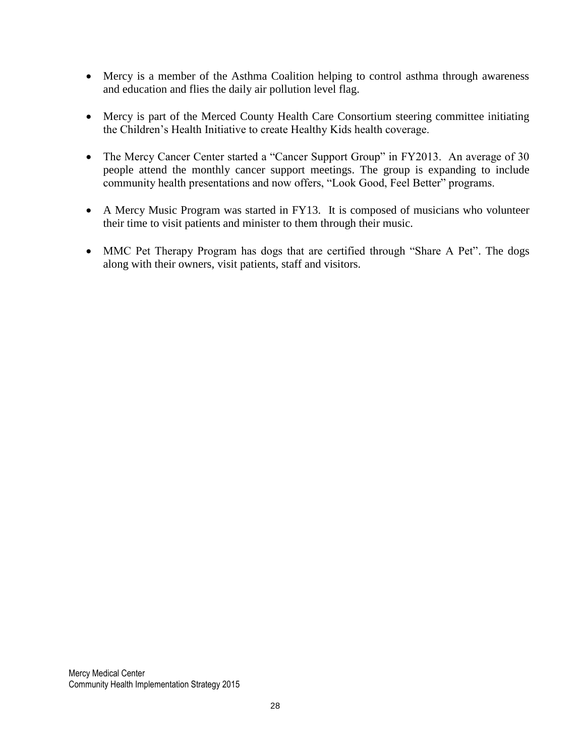- Mercy is a member of the Asthma Coalition helping to control asthma through awareness and education and flies the daily air pollution level flag.

- Mercy is part of the Merced County Health Care Consortium steering committee initiating the Children's Health Initiative to create Healthy Kids health coverage.

- The Mercy Cancer Center started a "Cancer Support Group" in FY2013. An average of 30 people attend the monthly cancer support meetings. The group is expanding to include community health presentations and now offers, "Look Good, Feel Better" programs.

- A Mercy Music Program was started in FY13. It is composed of musicians who volunteer their time to visit patients and minister to them through their music.

- MMC Pet Therapy Program has dogs that are certified through "Share A Pet". The dogs along with their owners, visit patients, staff and visitors.